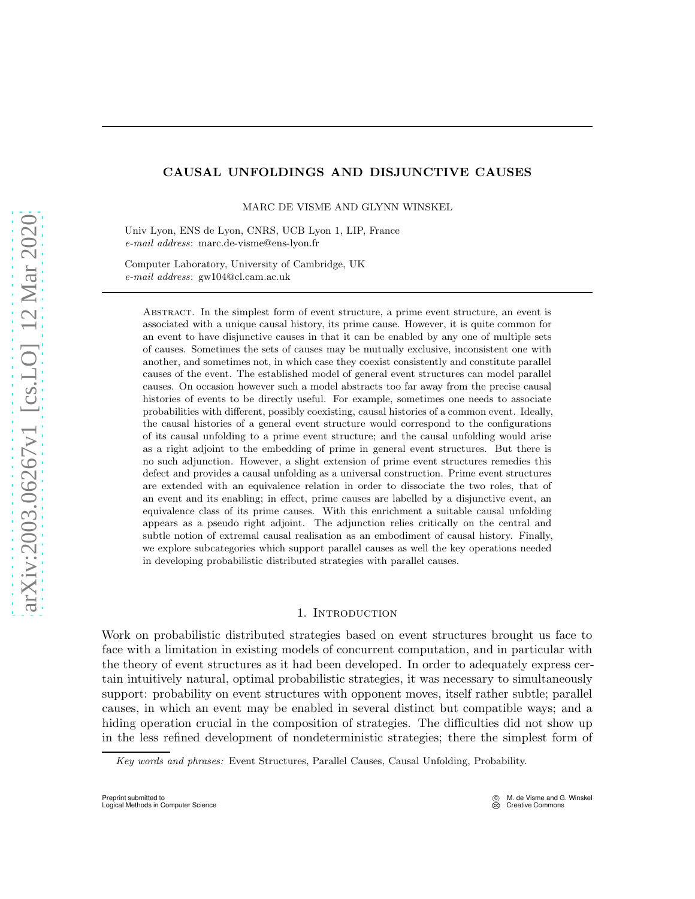# CAUSAL UNFOLDINGS AND DISJUNCTIVE CAUSES

MARC DE VISME AND GLYNN WINSKEL

Univ Lyon, ENS de Lyon, CNRS, UCB Lyon 1, LIP, France
*e-mail address*: marc.de-visme@ens-lyon.fr

Computer Laboratory, University of Cambridge, UK
*e-mail address*: gw104@cl.cam.ac.uk

Abstract. In the simplest form of event structure, a prime event structure, an event is associated with a unique causal history, its prime cause. However, it is quite common for an event to have disjunctive causes in that it can be enabled by any one of multiple sets of causes. Sometimes the sets of causes may be mutually exclusive, inconsistent one with another, and sometimes not, in which case they coexist consistently and constitute parallel causes of the event. The established model of general event structures can model parallel causes. On occasion however such a model abstracts too far away from the precise causal histories of events to be directly useful. For example, sometimes one needs to associate probabilities with different, possibly coexisting, causal histories of a common event. Ideally, the causal histories of a general event structure would correspond to the configurations of its causal unfolding to a prime event structure; and the causal unfolding would arise as a right adjoint to the embedding of prime in general event structures. But there is no such adjunction. However, a slight extension of prime event structures remedies this defect and provides a causal unfolding as a universal construction. Prime event structures are extended with an equivalence relation in order to dissociate the two roles, that of an event and its enabling; in effect, prime causes are labelled by a disjunctive event, an equivalence class of its prime causes. With this enrichment a suitable causal unfolding appears as a pseudo right adjoint. The adjunction relies critically on the central and subtle notion of extremal causal realisation as an embodiment of causal history. Finally, we explore subcategories which support parallel causes as well the key operations needed in developing probabilistic distributed strategies with parallel causes.

## 1. Introduction

Work on probabilistic distributed strategies based on event structures brought us face to face with a limitation in existing models of concurrent computation, and in particular with the theory of event structures as it had been developed. In order to adequately express certain intuitively natural, optimal probabilistic strategies, it was necessary to simultaneously support: probability on event structures with opponent moves, itself rather subtle; parallel causes, in which an event may be enabled in several distinct but compatible ways; and a hiding operation crucial in the composition of strategies. The difficulties did not show up in the less refined development of nondeterministic strategies; there the simplest form of

*Key words and phrases:* Event Structures, Parallel Causes, Causal Unfolding, Probability.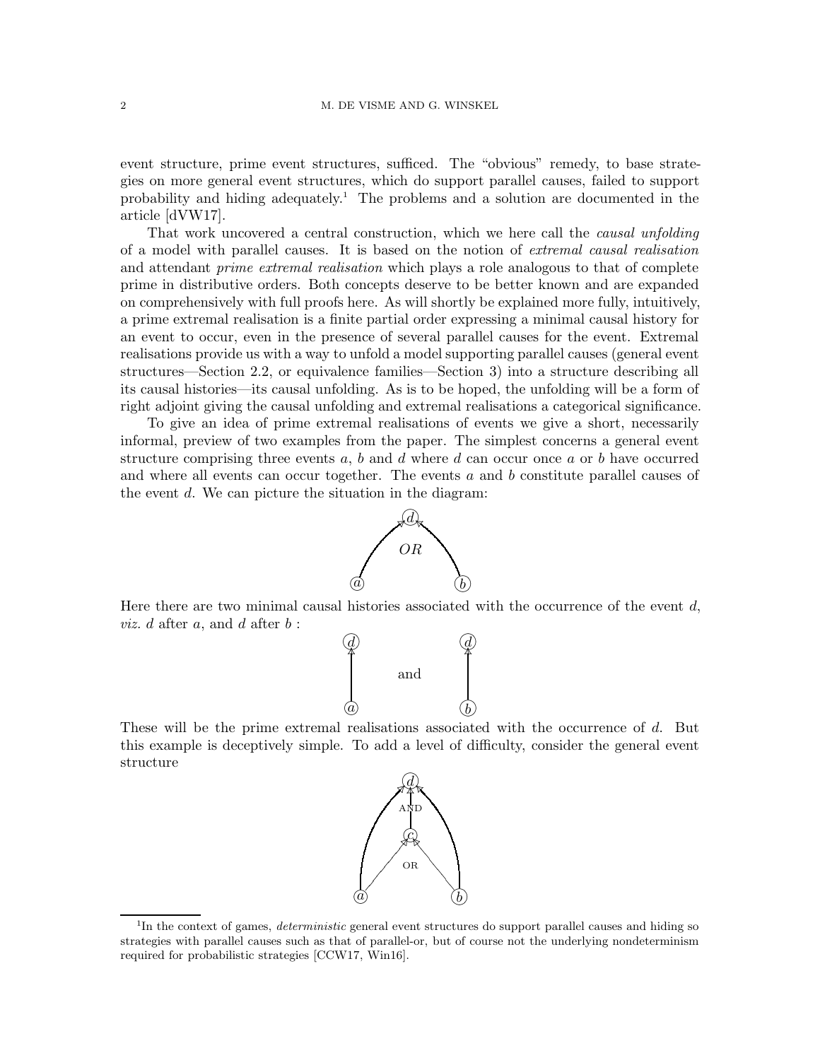event structure, prime event structures, sufficed. The "obvious" remedy, to base strategies on more general event structures, which do support parallel causes, failed to support probability and hiding adequately.[1] The problems and a solution are documented in the article [dVW17].

That work uncovered a central construction, which we here call the *causal unfolding* of a model with parallel causes. It is based on the notion of *extremal causal realisation* and attendant *prime extremal realisation* which plays a role analogous to that of complete prime in distributive orders. Both concepts deserve to be better known and are expanded on comprehensively with full proofs here. As will shortly be explained more fully, intuitively, a prime extremal realisation is a finite partial order expressing a minimal causal history for an event to occur, even in the presence of several parallel causes for the event. Extremal realisations provide us with a way to unfold a model supporting parallel causes (general event structures—Section 2.2, or equivalence families—Section 3) into a structure describing all its causal histories—its causal unfolding. As is to be hoped, the unfolding will be a form of right adjoint giving the causal unfolding and extremal realisations a categorical significance.

To give an idea of prime extremal realisations of events we give a short, necessarily informal, preview of two examples from the paper. The simplest concerns a general event structure comprising three events $a$, $b$ and $d$ where $d$ can occur once $a$ or $b$ have occurred and where all events can occur together. The events $a$ and $b$ constitute parallel causes of the event $d$. We can picture the situation in the diagram:

Here there are two minimal causal histories associated with the occurrence of the event $d$, *viz.* $d$ after $a$, and $d$ after $b$ :

These will be the prime extremal realisations associated with the occurrence of $d$. But this example is deceptively simple. To add a level of difficulty, consider the general event structure

[1] In the context of games, *deterministic* general event structures do support parallel causes and hiding so strategies with parallel causes such as that of parallel-or, but of course not the underlying nondeterminism required for probabilistic strategies [CCW17, Win16].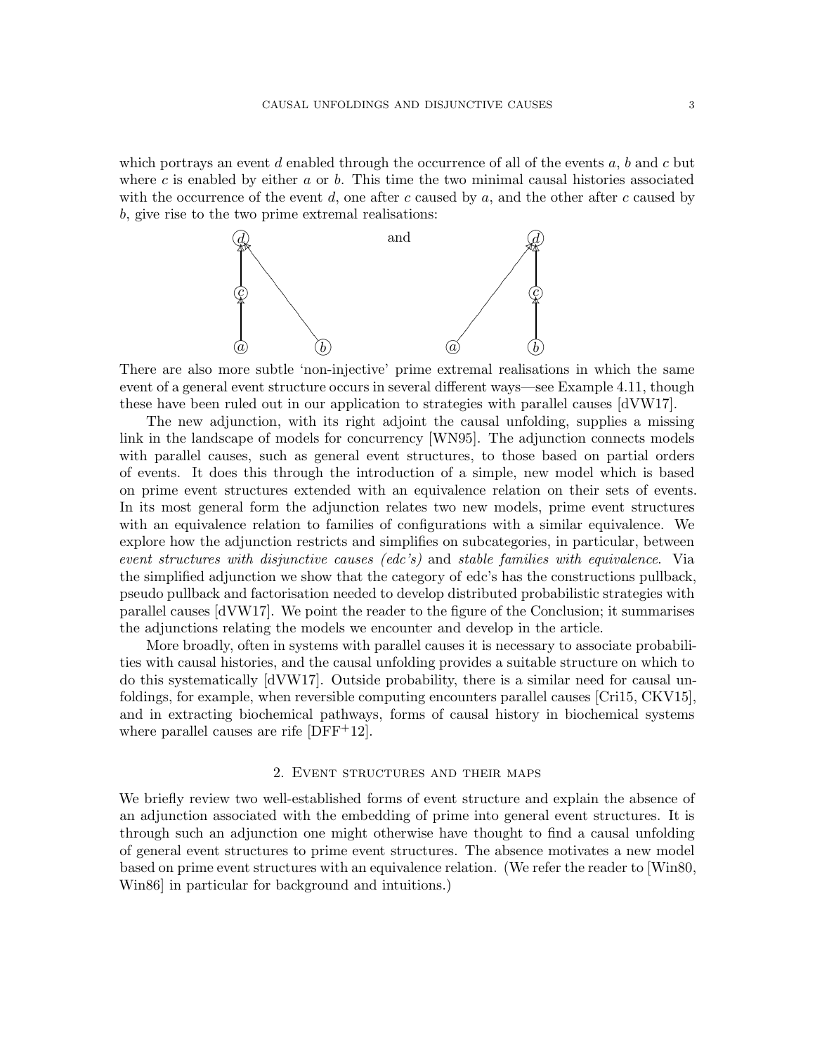which portrays an event $d$ enabled through the occurrence of all of the events $a$, $b$ and $c$ but where $c$ is enabled by either $a$ or $b$. This time the two minimal causal histories associated with the occurrence of the event $d$, one after $c$ caused by $a$, and the other after $c$ caused by $b$, give rise to the two prime extremal realisations:

and

There are also more subtle 'non-injective' prime extremal realisations in which the same event of a general event structure occurs in several different ways—see Example 4.11, though these have been ruled out in our application to strategies with parallel causes [dVW17].

The new adjunction, with its right adjoint the causal unfolding, supplies a missing link in the landscape of models for concurrency [WN95]. The adjunction connects models with parallel causes, such as general event structures, to those based on partial orders of events. It does this through the introduction of a simple, new model which is based on prime event structures extended with an equivalence relation on their sets of events. In its most general form the adjunction relates two new models, prime event structures with an equivalence relation to families of configurations with a similar equivalence. We explore how the adjunction restricts and simplifies on subcategories, in particular, between *event structures with disjunctive causes (edc's)* and *stable families with equivalence*. Via the simplified adjunction we show that the category of edc's has the constructions pullback, pseudo pullback and factorisation needed to develop distributed probabilistic strategies with parallel causes [dVW17]. We point the reader to the figure of the Conclusion; it summarises the adjunctions relating the models we encounter and develop in the article.

More broadly, often in systems with parallel causes it is necessary to associate probabilities with causal histories, and the causal unfolding provides a suitable structure on which to do this systematically [dVW17]. Outside probability, there is a similar need for causal unfoldings, for example, when reversible computing encounters parallel causes [Cri15, CKV15], and in extracting biochemical pathways, forms of causal history in biochemical systems where parallel causes are rife [DFF+12].

## 2. Event structures and their maps

We briefly review two well-established forms of event structure and explain the absence of an adjunction associated with the embedding of prime into general event structures. It is through such an adjunction one might otherwise have thought to find a causal unfolding of general event structures to prime event structures. The absence motivates a new model based on prime event structures with an equivalence relation. (We refer the reader to [Win80, Win86] in particular for background and intuitions.)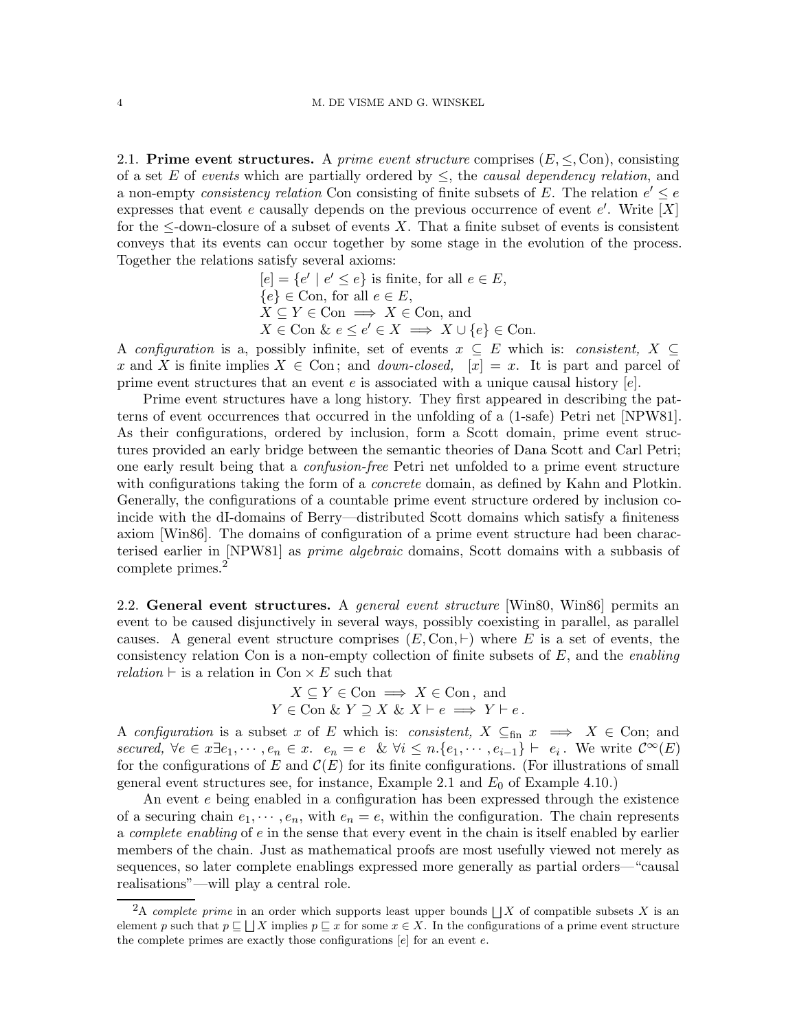2.1. **Prime event structures.** A *prime event structure* comprises $(E, \leq, \mathrm{Con})$, consisting of a set $E$ of *events* which are partially ordered by $\leq$, the *causal dependency relation*, and a non-empty *consistency relation* Con consisting of finite subsets of $E$. The relation $e' \leq e$ expresses that event $e$ causally depends on the previous occurrence of event $e'$. Write $[X]$ for the $\leq$-down-closure of a subset of events $X$. That a finite subset of events is consistent conveys that its events can occur together by some stage in the evolution of the process. Together the relations satisfy several axioms:

$$
\begin{array}{l}
[e] = \{e' \mid e' \leq e\} \text{ is finite, for all } e \in E, \\
\{e\} \in \mathrm{Con}, \text{ for all } e \in E, \\
X \subseteq Y \in \mathrm{Con} \implies X \in \mathrm{Con}, \text{ and} \\
X \in \mathrm{Con} \ \& \ e \leq e' \in X \implies X \cup \{e\} \in \mathrm{Con}.
\end{array}
$$

A *configuration* is a, possibly infinite, set of events $x \subseteq E$ which is: *consistent,* $X \subseteq x$ and $X$ is finite implies $X \in \mathrm{Con}$; and *down-closed,* $[x] = x$. It is part and parcel of prime event structures that an event $e$ is associated with a unique causal history $[e]$.

Prime event structures have a long history. They first appeared in describing the patterns of event occurrences that occurred in the unfolding of a (1-safe) Petri net [NPW81]. As their configurations, ordered by inclusion, form a Scott domain, prime event structures provided an early bridge between the semantic theories of Dana Scott and Carl Petri; one early result being that a *confusion-free* Petri net unfolded to a prime event structure with configurations taking the form of a *concrete* domain, as defined by Kahn and Plotkin. Generally, the configurations of a countable prime event structure ordered by inclusion coincide with the dI-domains of Berry—distributed Scott domains which satisfy a finiteness axiom [Win86]. The domains of configuration of a prime event structure had been characterised earlier in [NPW81] as *prime algebraic* domains, Scott domains with a subbasis of complete primes.[2]

2.2. **General event structures.** A *general event structure* [Win80, Win86] permits an event to be caused disjunctively in several ways, possibly coexisting in parallel, as parallel causes. A general event structure comprises $(E, \mathrm{Con}, \vdash)$ where $E$ is a set of events, the consistency relation Con is a non-empty collection of finite subsets of $E$, and the *enabling relation* $\vdash$ is a relation in $\mathrm{Con} \times E$ such that

$$
\begin{array}{c}
X \subseteq Y \in \mathrm{Con} \implies X \in \mathrm{Con}\,, \text{ and} \\
Y \in \mathrm{Con} \ \& \ Y \supseteq X \ \& \ X \vdash e \implies Y \vdash e\,.
\end{array}
$$

A *configuration* is a subset $x$ of $E$ which is: *consistent,* $X \subseteq_{\mathrm{fin}} x \implies X \in \mathrm{Con}$; and *secured,* $\forall e \in x \exists e_1, \cdots, e_n \in x.\ \ e_n = e \ \ \& \ \forall i \leq n. \{e_1, \cdots, e_{i-1}\} \vdash \ e_i$. We write $\mathcal{C}^\infty(E)$ for the configurations of $E$ and $\mathcal{C}(E)$ for its finite configurations. (For illustrations of small general event structures see, for instance, Example 2.1 and $E_0$ of Example 4.10.)

An event $e$ being enabled in a configuration has been expressed through the existence of a securing chain $e_1, \cdots, e_n$, with $e_n = e$, within the configuration. The chain represents a *complete enabling* of $e$ in the sense that every event in the chain is itself enabled by earlier members of the chain. Just as mathematical proofs are most usefully viewed not merely as sequences, so later complete enablings expressed more generally as partial orders—"causal realisations"—will play a central role.

[2]A *complete prime* in an order which supports least upper bounds $\bigsqcup X$ of compatible subsets $X$ is an element $p$ such that $p \sqsubseteq \bigsqcup X$ implies $p \sqsubseteq x$ for some $x \in X$. In the configurations of a prime event structure the complete primes are exactly those configurations $[e]$ for an event $e$.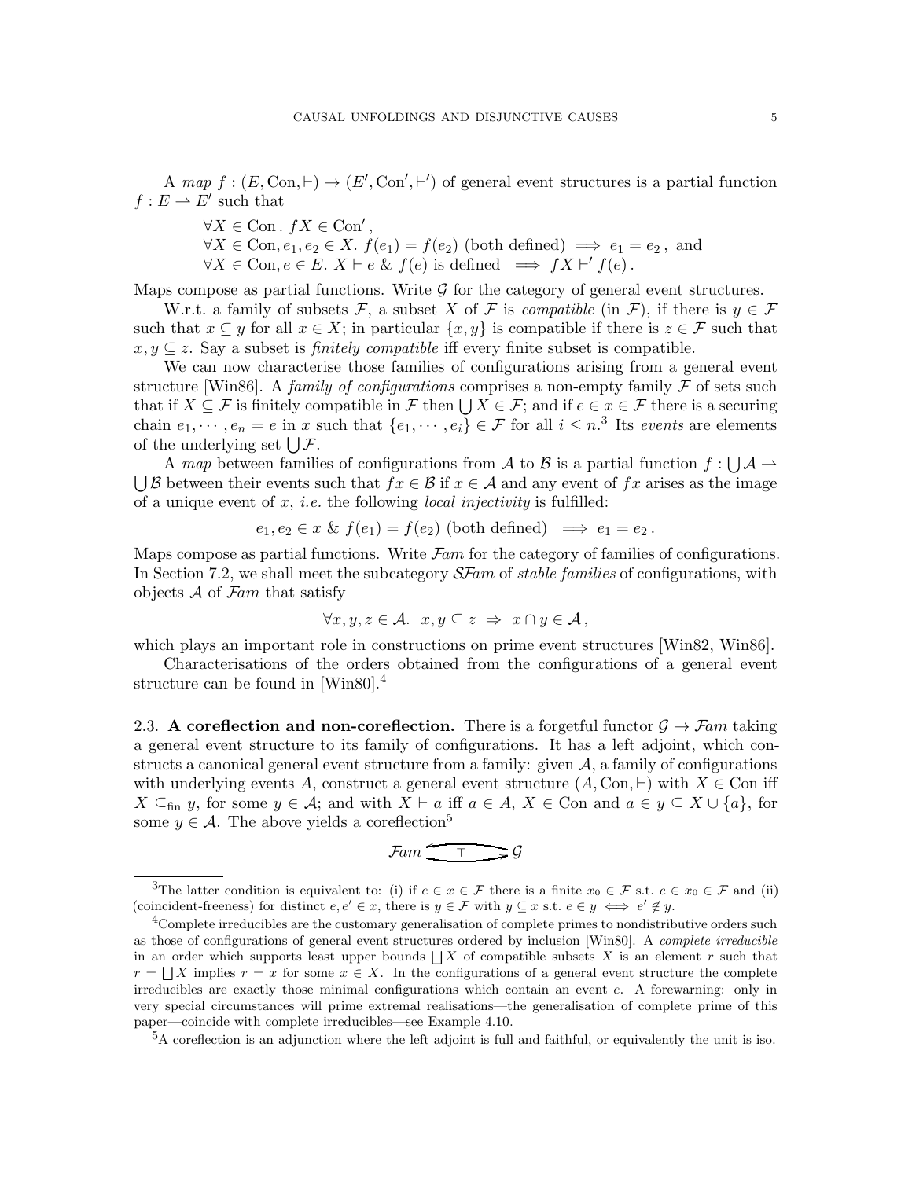A *map* $f : (E, \mathrm{Con}, \vdash) \to (E', \mathrm{Con}', \vdash')$ of general event structures is a partial function $f : E \rightharpoonup E'$ such that

$$\forall X \in \mathrm{Con}\,.\ fX \in \mathrm{Con}'\,,$$
$$\forall X \in \mathrm{Con}, e_1, e_2 \in X.\ f(e_1) = f(e_2) \text{ (both defined)} \implies e_1 = e_2\,, \text{ and}$$
$$\forall X \in \mathrm{Con}, e \in E.\ X \vdash e \ \&\ f(e) \text{ is defined} \implies fX \vdash' f(e)\,.$$

Maps compose as partial functions. Write $\mathcal{G}$ for the category of general event structures.

W.r.t. a family of subsets $\mathcal{F}$, a subset $X$ of $\mathcal{F}$ is *compatible* (in $\mathcal{F}$), if there is $y \in \mathcal{F}$ such that $x \subseteq y$ for all $x \in X$; in particular $\{x, y\}$ is compatible if there is $z \in \mathcal{F}$ such that $x, y \subseteq z$. Say a subset is *finitely compatible* iff every finite subset is compatible.

We can now characterise those families of configurations arising from a general event structure [Win86]. A *family of configurations* comprises a non-empty family $\mathcal{F}$ of sets such that if $X \subseteq \mathcal{F}$ is finitely compatible in $\mathcal{F}$ then $\bigcup X \in \mathcal{F}$; and if $e \in x \in \mathcal{F}$ there is a securing chain $e_1, \cdots, e_n = e$ in $x$ such that $\{e_1, \cdots, e_i\} \in \mathcal{F}$ for all $i \leq n$.[3] Its *events* are elements of the underlying set $\bigcup \mathcal{F}$.

A *map* between families of configurations from $\mathcal{A}$ to $\mathcal{B}$ is a partial function $f : \bigcup \mathcal{A} \rightharpoonup \bigcup \mathcal{B}$ between their events such that $fx \in \mathcal{B}$ if $x \in \mathcal{A}$ and any event of $fx$ arises as the image of a unique event of $x$, *i.e.* the following *local injectivity* is fulfilled:

$$e_1, e_2 \in x \ \&\ f(e_1) = f(e_2) \text{ (both defined)} \implies e_1 = e_2\,.$$

Maps compose as partial functions. Write $\mathcal{F}am$ for the category of families of configurations. In Section 7.2, we shall meet the subcategory $\mathcal{SF}am$ of *stable families* of configurations, with objects $\mathcal{A}$ of $\mathcal{F}am$ that satisfy

$$\forall x, y, z \in \mathcal{A}.\ \ x, y \subseteq z \ \Rightarrow\ x \cap y \in \mathcal{A}\,,$$

which plays an important role in constructions on prime event structures [Win82, Win86].

Characterisations of the orders obtained from the configurations of a general event structure can be found in [Win80].[4]

### 2.3. A coreflection and non-coreflection.

There is a forgetful functor $\mathcal{G} \to \mathcal{F}am$ taking a general event structure to its family of configurations. It has a left adjoint, which constructs a canonical general event structure from a family: given $\mathcal{A}$, a family of configurations with underlying events $A$, construct a general event structure $(A, \mathrm{Con}, \vdash)$ with $X \in \mathrm{Con}$ iff $X \subseteq_{\mathrm{fin}} y$, for some $y \in \mathcal{A}$; and with $X \vdash a$ iff $a \in A$, $X \in \mathrm{Con}$ and $a \in y \subseteq X \cup \{a\}$, for some $y \in \mathcal{A}$. The above yields a coreflection[5]

$$\mathcal{F}am \underset{}{\overset{}{\rightleftarrows}} \mathcal{G} \quad (\top)$$

---

[3] The latter condition is equivalent to: (i) if $e \in x \in \mathcal{F}$ there is a finite $x_0 \in \mathcal{F}$ s.t. $e \in x_0 \in \mathcal{F}$ and (ii) (coincident-freeness) for distinct $e, e' \in x$, there is $y \in \mathcal{F}$ with $y \subseteq x$ s.t. $e \in y \iff e' \notin y$.

[4] Complete irreducibles are the customary generalisation of complete primes to nondistributive orders such as those of configurations of general event structures ordered by inclusion [Win80]. A *complete irreducible* in an order which supports least upper bounds $\bigsqcup X$ of compatible subsets $X$ is an element $r$ such that $r = \bigsqcup X$ implies $r = x$ for some $x \in X$. In the configurations of a general event structure the complete irreducibles are exactly those minimal configurations which contain an event $e$. A forewarning: only in very special circumstances will prime extremal realisations—the generalisation of complete prime of this paper—coincide with complete irreducibles—see Example 4.10.

[5] A coreflection is an adjunction where the left adjoint is full and faithful, or equivalently the unit is iso.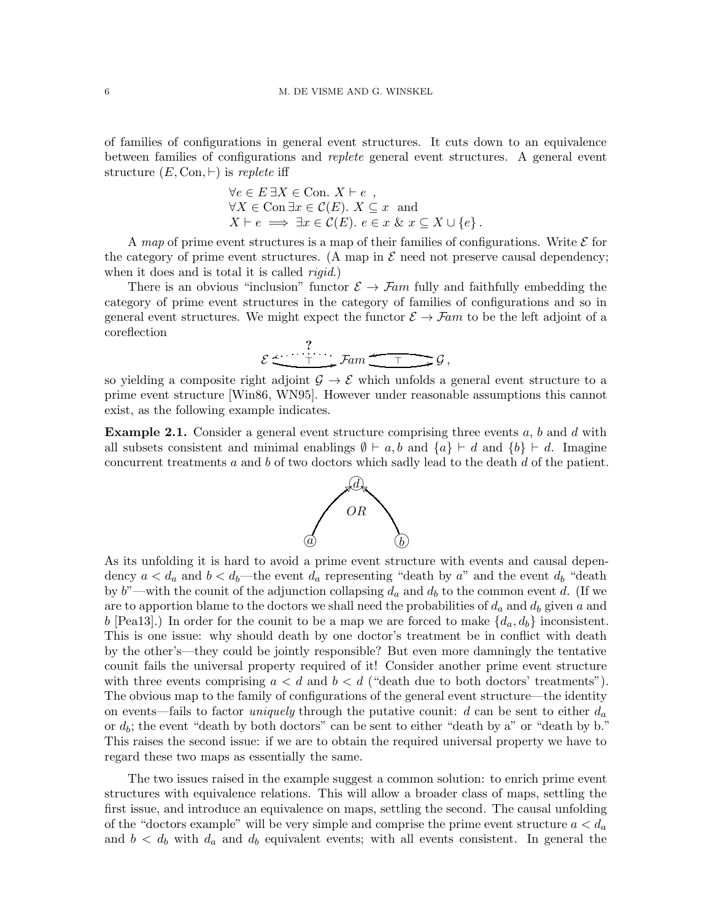of families of configurations in general event structures. It cuts down to an equivalence between families of configurations and *replete* general event structures. A general event structure $(E, \mathrm{Con}, \vdash)$ is *replete* iff

$$
\begin{aligned}
&\forall e \in E\, \exists X \in \mathrm{Con}.\ X \vdash e\ , \\
&\forall X \in \mathrm{Con}\, \exists x \in \mathcal{C}(E).\ X \subseteq x \ \text{ and} \\
&X \vdash e \implies \exists x \in \mathcal{C}(E).\ e \in x \ \&\ x \subseteq X \cup \{e\}\,.
\end{aligned}
$$

A *map* of prime event structures is a map of their families of configurations. Write $\mathcal{E}$ for the category of prime event structures. (A map in $\mathcal{E}$ need not preserve causal dependency; when it does and is total it is called *rigid*.)

There is an obvious "inclusion" functor $\mathcal{E} \to \mathcal{F}am$ fully and faithfully embedding the category of prime event structures in the category of families of configurations and so in general event structures. We might expect the functor $\mathcal{E} \to \mathcal{F}am$ to be the left adjoint of a coreflection

$$
\mathcal{E} \underset{\top}{\overset{?}{\rightleftarrows}} \mathcal{F}am \underset{\top}{\rightleftarrows} \mathcal{G}\,,
$$

so yielding a composite right adjoint $\mathcal{G} \to \mathcal{E}$ which unfolds a general event structure to a prime event structure [Win86, WN95]. However under reasonable assumptions this cannot exist, as the following example indicates.

**Example 2.1.** Consider a general event structure comprising three events $a$, $b$ and $d$ with all subsets consistent and minimal enablings $\emptyset \vdash a, b$ and $\{a\} \vdash d$ and $\{b\} \vdash d$. Imagine concurrent treatments $a$ and $b$ of two doctors which sadly lead to the death $d$ of the patient.

$$
a \longrightarrow d \xleftarrow{\ OR\ } b
$$

As its unfolding it is hard to avoid a prime event structure with events and causal dependency $a < d_a$ and $b < d_b$—the event $d_a$ representing "death by $a$" and the event $d_b$ "death by $b$"—with the counit of the adjunction collapsing $d_a$ and $d_b$ to the common event $d$. (If we are to apportion blame to the doctors we shall need the probabilities of $d_a$ and $d_b$ given $a$ and $b$ [Pea13].) In order for the counit to be a map we are forced to make $\{d_a, d_b\}$ inconsistent. This is one issue: why should death by one doctor's treatment be in conflict with death by the other's—they could be jointly responsible? But even more damningly the tentative counit fails the universal property required of it! Consider another prime event structure with three events comprising $a < d$ and $b < d$ ("death due to both doctors' treatments"). The obvious map to the family of configurations of the general event structure—the identity on events—fails to factor *uniquely* through the putative counit: $d$ can be sent to either $d_a$ or $d_b$; the event "death by both doctors" can be sent to either "death by a" or "death by b." This raises the second issue: if we are to obtain the required universal property we have to regard these two maps as essentially the same.

The two issues raised in the example suggest a common solution: to enrich prime event structures with equivalence relations. This will allow a broader class of maps, settling the first issue, and introduce an equivalence on maps, settling the second. The causal unfolding of the "doctors example" will be very simple and comprise the prime event structure $a < d_a$ and $b < d_b$ with $d_a$ and $d_b$ equivalent events; with all events consistent. In general the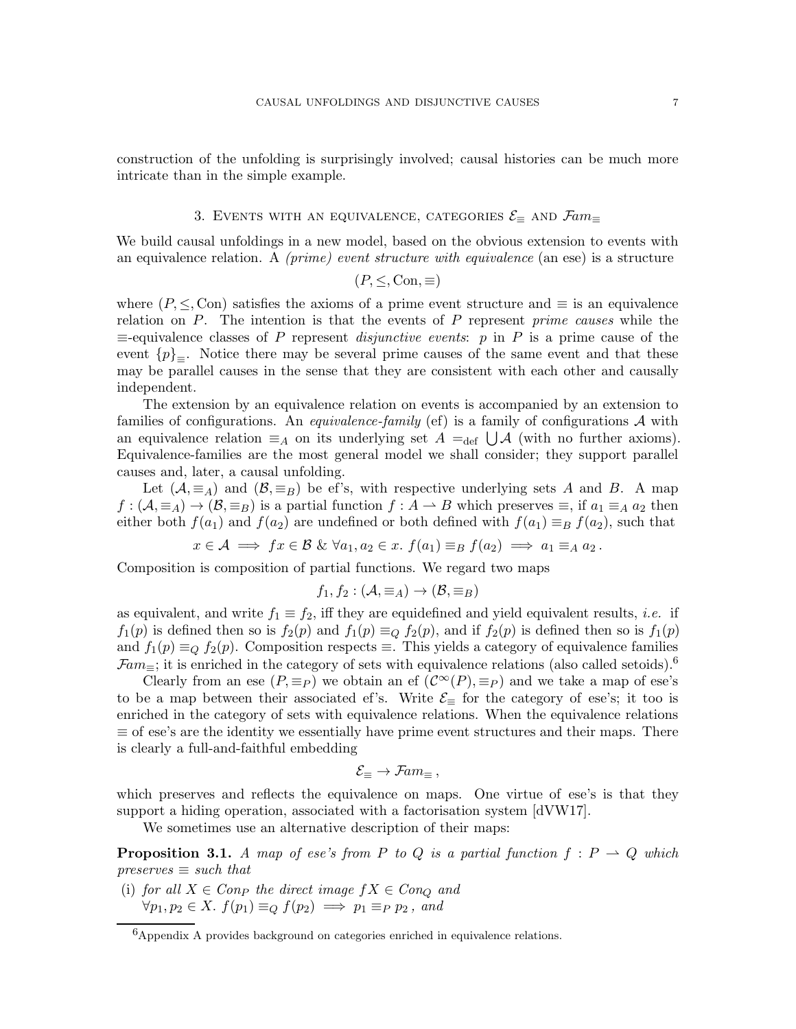construction of the unfolding is surprisingly involved; causal histories can be much more intricate than in the simple example.

## 3. Events with an equivalence, categories $\mathcal{E}_\equiv$ and $\mathcal{F}am_\equiv$

We build causal unfoldings in a new model, based on the obvious extension to events with an equivalence relation. A *(prime) event structure with equivalence* (an ese) is a structure

$$(P, \leq, \mathrm{Con}, \equiv)$$

where $(P, \leq, \mathrm{Con})$ satisfies the axioms of a prime event structure and $\equiv$ is an equivalence relation on $P$. The intention is that the events of $P$ represent *prime causes* while the $\equiv$-equivalence classes of $P$ represent *disjunctive events*: $p$ in $P$ is a prime cause of the event $\{p\}_\equiv$. Notice there may be several prime causes of the same event and that these may be parallel causes in the sense that they are consistent with each other and causally independent.

The extension by an equivalence relation on events is accompanied by an extension to families of configurations. An *equivalence-family* (ef) is a family of configurations $\mathcal{A}$ with an equivalence relation $\equiv_A$ on its underlying set $A =_{\mathrm{def}} \bigcup \mathcal{A}$ (with no further axioms). Equivalence-families are the most general model we shall consider; they support parallel causes and, later, a causal unfolding.

Let $(\mathcal{A}, \equiv_A)$ and $(\mathcal{B}, \equiv_B)$ be ef's, with respective underlying sets $A$ and $B$. A map $f : (\mathcal{A}, \equiv_A) \to (\mathcal{B}, \equiv_B)$ is a partial function $f : A \rightharpoonup B$ which preserves $\equiv$, if $a_1 \equiv_A a_2$ then either both $f(a_1)$ and $f(a_2)$ are undefined or both defined with $f(a_1) \equiv_B f(a_2)$, such that

$$x \in \mathcal{A} \implies fx \in \mathcal{B} \;\&\; \forall a_1, a_2 \in x.\ f(a_1) \equiv_B f(a_2) \implies a_1 \equiv_A a_2\,.$$

Composition is composition of partial functions. We regard two maps

$$f_1, f_2 : (\mathcal{A}, \equiv_A) \to (\mathcal{B}, \equiv_B)$$

as equivalent, and write $f_1 \equiv f_2$, iff they are equidefined and yield equivalent results, *i.e.* if $f_1(p)$ is defined then so is $f_2(p)$ and $f_1(p) \equiv_Q f_2(p)$, and if $f_2(p)$ is defined then so is $f_1(p)$ and $f_1(p) \equiv_Q f_2(p)$. Composition respects $\equiv$. This yields a category of equivalence families $\mathcal{F}am_\equiv$; it is enriched in the category of sets with equivalence relations (also called setoids).[6]

Clearly from an ese $(P, \equiv_P)$ we obtain an ef $(\mathcal{C}^\infty(P), \equiv_P)$ and we take a map of ese's to be a map between their associated ef's. Write $\mathcal{E}_\equiv$ for the category of ese's; it too is enriched in the category of sets with equivalence relations. When the equivalence relations $\equiv$ of ese's are the identity we essentially have prime event structures and their maps. There is clearly a full-and-faithful embedding

$$\mathcal{E}_\equiv \to \mathcal{F}am_\equiv\,,$$

which preserves and reflects the equivalence on maps. One virtue of ese's is that they support a hiding operation, associated with a factorisation system [dVW17].

We sometimes use an alternative description of their maps:

**Proposition 3.1.** *A map of ese's from $P$ to $Q$ is a partial function $f : P \rightharpoonup Q$ which preserves $\equiv$ such that*

- (i) *for all $X \in Con_P$ the direct image $fX \in Con_Q$ and*
  $\forall p_1, p_2 \in X.\ f(p_1) \equiv_Q f(p_2) \implies p_1 \equiv_P p_2$*, and*

---

[6] Appendix A provides background on categories enriched in equivalence relations.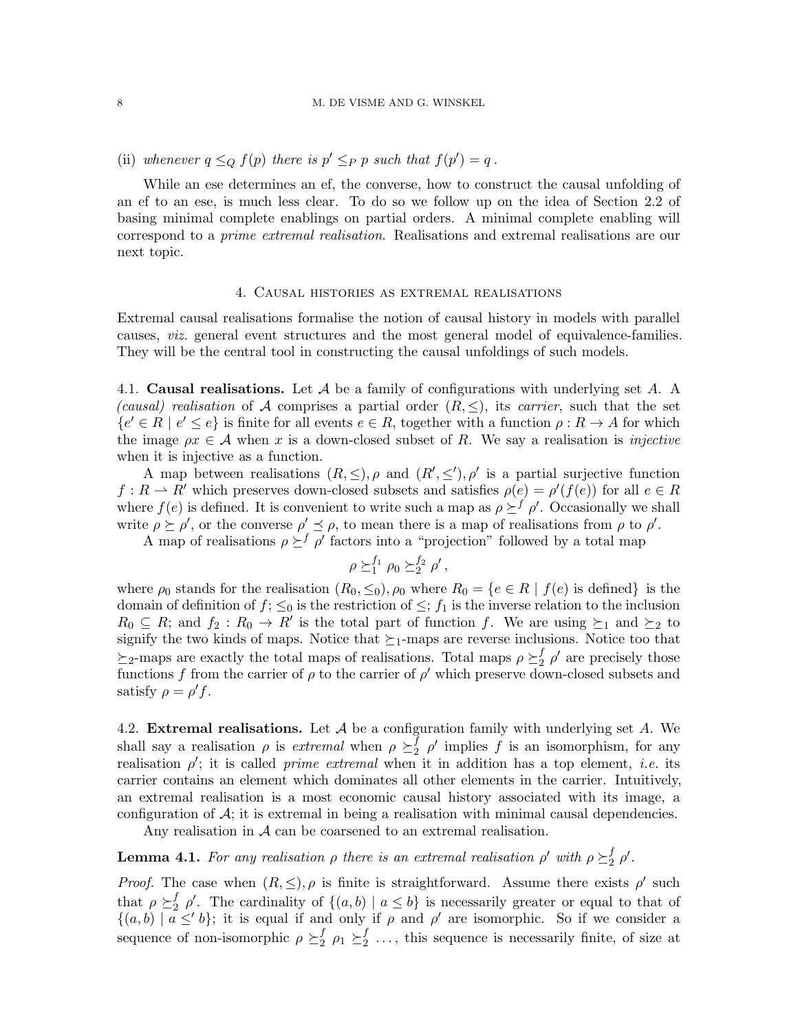(ii) *whenever $q \leq_Q f(p)$ there is $p' \leq_P p$ such that $f(p') = q$.*

While an ese determines an ef, the converse, how to construct the causal unfolding of an ef to an ese, is much less clear. To do so we follow up on the idea of Section 2.2 of basing minimal complete enablings on partial orders. A minimal complete enabling will correspond to a *prime extremal realisation*. Realisations and extremal realisations are our next topic.

## 4. Causal histories as extremal realisations

Extremal causal realisations formalise the notion of causal history in models with parallel causes, *viz.* general event structures and the most general model of equivalence-families. They will be the central tool in constructing the causal unfoldings of such models.

4.1. **Causal realisations.** Let $\mathcal{A}$ be a family of configurations with underlying set $A$. A *(causal) realisation* of $\mathcal{A}$ comprises a partial order $(R, \leq)$, its *carrier*, such that the set $\{e' \in R \mid e' \leq e\}$ is finite for all events $e \in R$, together with a function $\rho : R \to A$ for which the image $\rho x \in \mathcal{A}$ when $x$ is a down-closed subset of $R$. We say a realisation is *injective* when it is injective as a function.

A map between realisations $(R, \leq), \rho$ and $(R', \leq'), \rho'$ is a partial surjective function $f : R \rightharpoonup R'$ which preserves down-closed subsets and satisfies $\rho(e) = \rho'(f(e))$ for all $e \in R$ where $f(e)$ is defined. It is convenient to write such a map as $\rho \succeq^f \rho'$. Occasionally we shall write $\rho \succeq \rho'$, or the converse $\rho' \preceq \rho$, to mean there is a map of realisations from $\rho$ to $\rho'$.

A map of realisations $\rho \succeq^f \rho'$ factors into a "projection" followed by a total map

$$\rho \succeq_1^{f_1} \rho_0 \succeq_2^{f_2} \rho' ,$$

where $\rho_0$ stands for the realisation $(R_0, \leq_0), \rho_0$ where $R_0 = \{e \in R \mid f(e) \text{ is defined}\}$ is the domain of definition of $f$; $\leq_0$ is the restriction of $\leq$; $f_1$ is the inverse relation to the inclusion $R_0 \subseteq R$; and $f_2 : R_0 \to R'$ is the total part of function $f$. We are using $\succeq_1$ and $\succeq_2$ to signify the two kinds of maps. Notice that $\succeq_1$-maps are reverse inclusions. Notice too that $\succeq_2$-maps are exactly the total maps of realisations. Total maps $\rho \succeq_2^f \rho'$ are precisely those functions $f$ from the carrier of $\rho$ to the carrier of $\rho'$ which preserve down-closed subsets and satisfy $\rho = \rho' f$.

4.2. **Extremal realisations.** Let $\mathcal{A}$ be a configuration family with underlying set $A$. We shall say a realisation $\rho$ is *extremal* when $\rho \succeq_2^f \rho'$ implies $f$ is an isomorphism, for any realisation $\rho'$; it is called *prime extremal* when it in addition has a top element, *i.e.* its carrier contains an element which dominates all other elements in the carrier. Intuitively, an extremal realisation is a most economic causal history associated with its image, a configuration of $\mathcal{A}$; it is extremal in being a realisation with minimal causal dependencies.

Any realisation in $\mathcal{A}$ can be coarsened to an extremal realisation.

**Lemma 4.1.** *For any realisation $\rho$ there is an extremal realisation $\rho'$ with $\rho \succeq_2^f \rho'$.*

*Proof.* The case when $(R, \leq), \rho$ is finite is straightforward. Assume there exists $\rho'$ such that $\rho \succeq_2^f \rho'$. The cardinality of $\{(a, b) \mid a \leq b\}$ is necessarily greater or equal to that of $\{(a, b) \mid a \leq' b\}$; it is equal if and only if $\rho$ and $\rho'$ are isomorphic. So if we consider a sequence of non-isomorphic $\rho \succeq_2^f \rho_1 \succeq_2^f \ldots$, this sequence is necessarily finite, of size at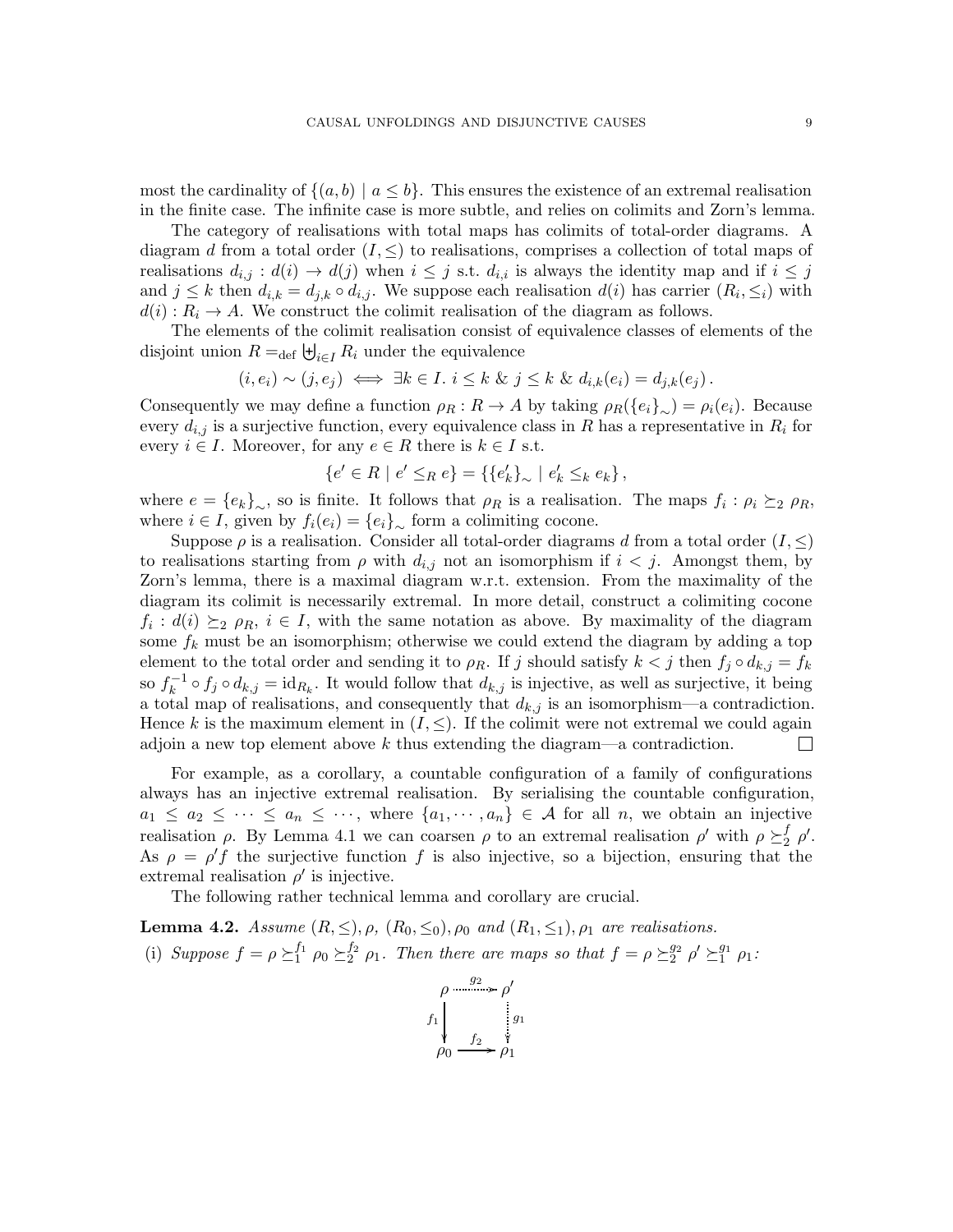most the cardinality of $\{(a, b) \mid a \leq b\}$. This ensures the existence of an extremal realisation in the finite case. The infinite case is more subtle, and relies on colimits and Zorn's lemma.

The category of realisations with total maps has colimits of total-order diagrams. A diagram $d$ from a total order $(I, \leq)$ to realisations, comprises a collection of total maps of realisations $d_{i,j} : d(i) \to d(j)$ when $i \leq j$ s.t. $d_{i,i}$ is always the identity map and if $i \leq j$ and $j \leq k$ then $d_{i,k} = d_{j,k} \circ d_{i,j}$. We suppose each realisation $d(i)$ has carrier $(R_i, \leq_i)$ with $d(i) : R_i \to A$. We construct the colimit realisation of the diagram as follows.

The elements of the colimit realisation consist of equivalence classes of elements of the disjoint union $R =_{\text{def}} \biguplus_{i \in I} R_i$ under the equivalence

$$(i, e_i) \sim (j, e_j) \iff \exists k \in I.\ i \leq k \ \&\ j \leq k \ \&\ d_{i,k}(e_i) = d_{j,k}(e_j)\,.$$

Consequently we may define a function $\rho_R : R \to A$ by taking $\rho_R(\{e_i\}_\sim) = \rho_i(e_i)$. Because every $d_{i,j}$ is a surjective function, every equivalence class in $R$ has a representative in $R_i$ for every $i \in I$. Moreover, for any $e \in R$ there is $k \in I$ s.t.

$$\{e' \in R \mid e' \leq_R e\} = \{\{e'_k\}_\sim \mid e'_k \leq_k e_k\}\,,$$

where $e = \{e_k\}_\sim$, so is finite. It follows that $\rho_R$ is a realisation. The maps $f_i : \rho_i \succeq_2 \rho_R$, where $i \in I$, given by $f_i(e_i) = \{e_i\}_\sim$ form a colimiting cocone.

Suppose $\rho$ is a realisation. Consider all total-order diagrams $d$ from a total order $(I, \leq)$ to realisations starting from $\rho$ with $d_{i,j}$ not an isomorphism if $i < j$. Amongst them, by Zorn's lemma, there is a maximal diagram w.r.t. extension. From the maximality of the diagram its colimit is necessarily extremal. In more detail, construct a colimiting cocone $f_i : d(i) \succeq_2 \rho_R$, $i \in I$, with the same notation as above. By maximality of the diagram some $f_k$ must be an isomorphism; otherwise we could extend the diagram by adding a top element to the total order and sending it to $\rho_R$. If $j$ should satisfy $k < j$ then $f_j \circ d_{k,j} = f_k$ so $f_k^{-1} \circ f_j \circ d_{k,j} = \mathrm{id}_{R_k}$. It would follow that $d_{k,j}$ is injective, as well as surjective, it being a total map of realisations, and consequently that $d_{k,j}$ is an isomorphism—a contradiction. Hence $k$ is the maximum element in $(I, \leq)$. If the colimit were not extremal we could again adjoin a new top element above $k$ thus extending the diagram—a contradiction. $\square$

For example, as a corollary, a countable configuration of a family of configurations always has an injective extremal realisation. By serialising the countable configuration, $a_1 \leq a_2 \leq \cdots \leq a_n \leq \cdots$, where $\{a_1, \cdots, a_n\} \in \mathcal{A}$ for all $n$, we obtain an injective realisation $\rho$. By Lemma 4.1 we can coarsen $\rho$ to an extremal realisation $\rho'$ with $\rho \succeq_2^f \rho'$. As $\rho = \rho' f$ the surjective function $f$ is also injective, so a bijection, ensuring that the extremal realisation $\rho'$ is injective.

The following rather technical lemma and corollary are crucial.

**Lemma 4.2.** *Assume $(R, \leq), \rho$, $(R_0, \leq_0), \rho_0$ and $(R_1, \leq_1), \rho_1$ are realisations.*

(i) *Suppose $f = \rho \succeq_1^{f_1} \rho_0 \succeq_2^{f_2} \rho_1$. Then there are maps so that $f = \rho \succeq_2^{g_2} \rho' \succeq_1^{g_1} \rho_1$:*

$$\begin{array}{ccc}
\rho & \overset{g_2}{\dashrightarrow} & \rho' \\
{\scriptstyle f_1}\downarrow & & \vdots\,{\scriptstyle g_1} \\
\rho_0 & \xrightarrow{f_2} & \rho_1
\end{array}$$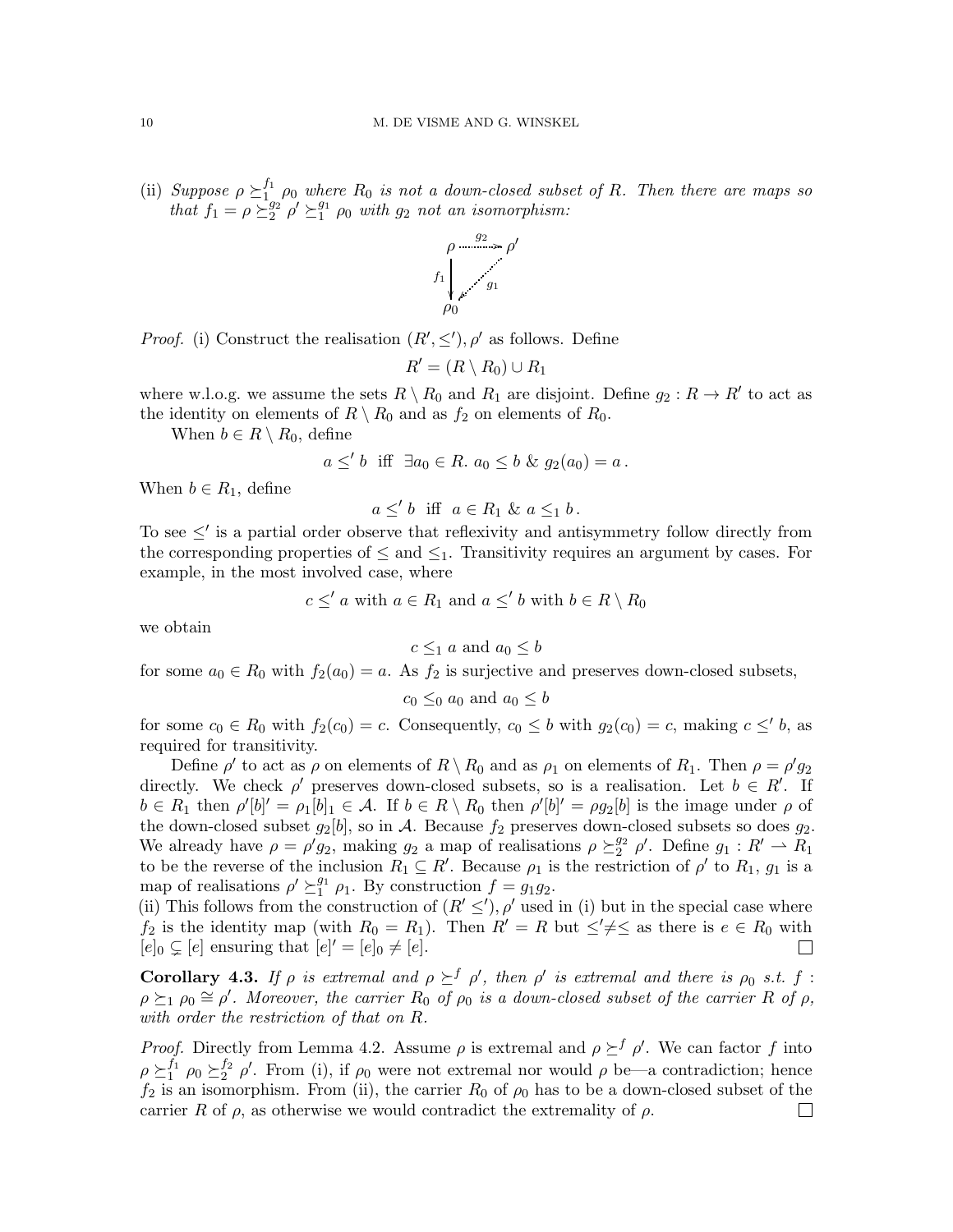(ii) *Suppose $\rho \succeq_1^{f_1} \rho_0$ where $R_0$ is not a down-closed subset of $R$. Then there are maps so that $f_1 = \rho \succeq_2^{g_2} \rho' \succeq_1^{g_1} \rho_0$ with $g_2$ not an isomorphism:*

$$\begin{array}{ccc} \rho & \overset{g_2}{\dashrightarrow} & \rho' \\ {\scriptstyle f_1}\downarrow & \swarrow{\scriptstyle g_1} & \\ \rho_0 & & \end{array}$$

*Proof.* (i) Construct the realisation $(R', \leq'), \rho'$ as follows. Define

$$R' = (R \setminus R_0) \cup R_1$$

where w.l.o.g. we assume the sets $R \setminus R_0$ and $R_1$ are disjoint. Define $g_2 : R \to R'$ to act as the identity on elements of $R \setminus R_0$ and as $f_2$ on elements of $R_0$.

When $b \in R \setminus R_0$, define

$$a \leq' b \text{ iff } \exists a_0 \in R.\ a_0 \leq b \ \&\ g_2(a_0) = a\,.$$

When $b \in R_1$, define

$$a \leq' b \text{ iff } a \in R_1 \ \&\ a \leq_1 b\,.$$

To see $\leq'$ is a partial order observe that reflexivity and antisymmetry follow directly from the corresponding properties of $\leq$ and $\leq_1$. Transitivity requires an argument by cases. For example, in the most involved case, where

$$c \leq' a \text{ with } a \in R_1 \text{ and } a \leq' b \text{ with } b \in R \setminus R_0$$

we obtain

$$c \leq_1 a \text{ and } a_0 \leq b$$

for some $a_0 \in R_0$ with $f_2(a_0) = a$. As $f_2$ is surjective and preserves down-closed subsets,

$$c_0 \leq_0 a_0 \text{ and } a_0 \leq b$$

for some $c_0 \in R_0$ with $f_2(c_0) = c$. Consequently, $c_0 \leq b$ with $g_2(c_0) = c$, making $c \leq' b$, as required for transitivity.

Define $\rho'$ to act as $\rho$ on elements of $R \setminus R_0$ and as $\rho_1$ on elements of $R_1$. Then $\rho = \rho' g_2$ directly. We check $\rho'$ preserves down-closed subsets, so is a realisation. Let $b \in R'$. If $b \in R_1$ then $\rho'[b]' = \rho_1[b]_1 \in \mathcal{A}$. If $b \in R \setminus R_0$ then $\rho'[b]' = \rho g_2[b]$ is the image under $\rho$ of the down-closed subset $g_2[b]$, so in $\mathcal{A}$. Because $f_2$ preserves down-closed subsets so does $g_2$. We already have $\rho = \rho' g_2$, making $g_2$ a map of realisations $\rho \succeq_2^{g_2} \rho'$. Define $g_1 : R' \rightharpoonup R_1$ to be the reverse of the inclusion $R_1 \subseteq R'$. Because $\rho_1$ is the restriction of $\rho'$ to $R_1$, $g_1$ is a map of realisations $\rho' \succeq_1^{g_1} \rho_1$. By construction $f = g_1 g_2$.

(ii) This follows from the construction of $(R' \leq'), \rho'$ used in (i) but in the special case where $f_2$ is the identity map (with $R_0 = R_1$). Then $R' = R$ but $\leq' \neq \leq$ as there is $e \in R_0$ with $[e]_0 \subsetneq [e]$ ensuring that $[e]' = [e]_0 \neq [e]$. □

**Corollary 4.3.** *If $\rho$ is extremal and $\rho \succeq^f \rho'$, then $\rho'$ is extremal and there is $\rho_0$ s.t. $f : \rho \succeq_1 \rho_0 \cong \rho'$. Moreover, the carrier $R_0$ of $\rho_0$ is a down-closed subset of the carrier $R$ of $\rho$, with order the restriction of that on $R$.*

*Proof.* Directly from Lemma 4.2. Assume $\rho$ is extremal and $\rho \succeq^f \rho'$. We can factor $f$ into $\rho \succeq_1^{f_1} \rho_0 \succeq_2^{f_2} \rho'$. From (i), if $\rho_0$ were not extremal nor would $\rho$ be—a contradiction; hence $f_2$ is an isomorphism. From (ii), the carrier $R_0$ of $\rho_0$ has to be a down-closed subset of the carrier $R$ of $\rho$, as otherwise we would contradict the extremality of $\rho$. □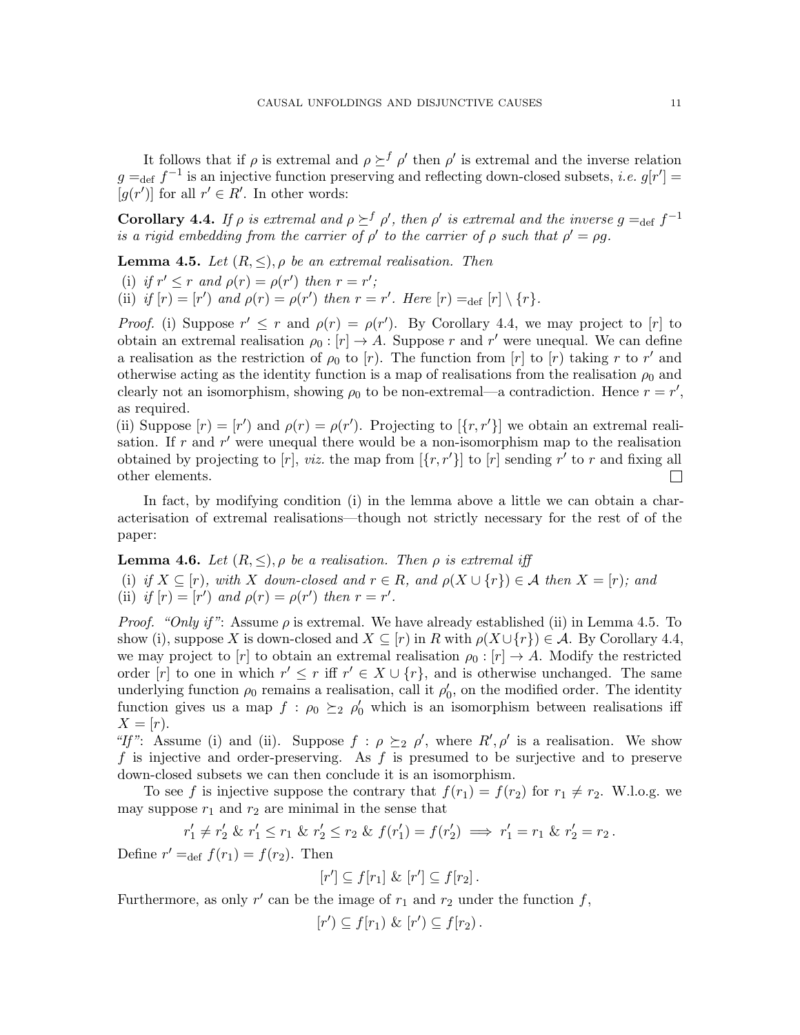It follows that if $\rho$ is extremal and $\rho \succeq^f \rho'$ then $\rho'$ is extremal and the inverse relation $g =_{\text{def}} f^{-1}$ is an injective function preserving and reflecting down-closed subsets, *i.e.* $g[r'] = [g(r')]$ for all $r' \in R'$. In other words:

**Corollary 4.4.** *If $\rho$ is extremal and $\rho \succeq^f \rho'$, then $\rho'$ is extremal and the inverse $g =_{\text{def}} f^{-1}$ is a rigid embedding from the carrier of $\rho'$ to the carrier of $\rho$ such that $\rho' = \rho g$.*

**Lemma 4.5.** *Let $(R, \leq), \rho$ be an extremal realisation. Then*
(i) *if $r' \leq r$ and $\rho(r) = \rho(r')$ then $r = r'$;*
(ii) *if $[r) = [r')$ and $\rho(r) = \rho(r')$ then $r = r'$. Here $[r) =_{\text{def}} [r] \setminus \{r\}$.*

*Proof.* (i) Suppose $r' \leq r$ and $\rho(r) = \rho(r')$. By Corollary 4.4, we may project to $[r]$ to obtain an extremal realisation $\rho_0 : [r] \to A$. Suppose $r$ and $r'$ were unequal. We can define a realisation as the restriction of $\rho_0$ to $[r)$. The function from $[r]$ to $[r)$ taking $r$ to $r'$ and otherwise acting as the identity function is a map of realisations from the realisation $\rho_0$ and clearly not an isomorphism, showing $\rho_0$ to be non-extremal—a contradiction. Hence $r = r'$, as required.
(ii) Suppose $[r) = [r')$ and $\rho(r) = \rho(r')$. Projecting to $[\{r, r'\}]$ we obtain an extremal realisation. If $r$ and $r'$ were unequal there would be a non-isomorphism map to the realisation obtained by projecting to $[r]$, *viz.* the map from $[\{r, r'\}]$ to $[r]$ sending $r'$ to $r$ and fixing all other elements. □

In fact, by modifying condition (i) in the lemma above a little we can obtain a characterisation of extremal realisations—though not strictly necessary for the rest of of the paper:

**Lemma 4.6.** *Let $(R, \leq), \rho$ be a realisation. Then $\rho$ is extremal iff*
(i) *if $X \subseteq [r)$, with $X$ down-closed and $r \in R$, and $\rho(X \cup \{r\}) \in \mathcal{A}$ then $X = [r)$; and*
(ii) *if $[r) = [r')$ and $\rho(r) = \rho(r')$ then $r = r'$.*

*Proof. "Only if"*: Assume $\rho$ is extremal. We have already established (ii) in Lemma 4.5. To show (i), suppose $X$ is down-closed and $X \subseteq [r)$ in $R$ with $\rho(X \cup \{r\}) \in \mathcal{A}$. By Corollary 4.4, we may project to $[r]$ to obtain an extremal realisation $\rho_0 : [r] \to A$. Modify the restricted order $[r]$ to one in which $r' \leq r$ iff $r' \in X \cup \{r\}$, and is otherwise unchanged. The same underlying function $\rho_0$ remains a realisation, call it $\rho_0'$, on the modified order. The identity function gives us a map $f : \rho_0 \succeq_2 \rho_0'$ which is an isomorphism between realisations iff $X = [r)$.
*"If"*: Assume (i) and (ii). Suppose $f : \rho \succeq_2 \rho'$, where $R', \rho'$ is a realisation. We show $f$ is injective and order-preserving. As $f$ is presumed to be surjective and to preserve down-closed subsets we can then conclude it is an isomorphism.

To see $f$ is injective suppose the contrary that $f(r_1) = f(r_2)$ for $r_1 \neq r_2$. W.l.o.g. we may suppose $r_1$ and $r_2$ are minimal in the sense that

$$r_1' \neq r_2' \ \& \ r_1' \leq r_1 \ \& \ r_2' \leq r_2 \ \& \ f(r_1') = f(r_2') \implies r_1' = r_1 \ \& \ r_2' = r_2\,.$$

Define $r' =_{\text{def}} f(r_1) = f(r_2)$. Then

$$[r'] \subseteq f[r_1] \ \& \ [r'] \subseteq f[r_2]\,.$$

Furthermore, as only $r'$ can be the image of $r_1$ and $r_2$ under the function $f$,

$$[r') \subseteq f[r_1) \ \& \ [r') \subseteq f[r_2)\,.$$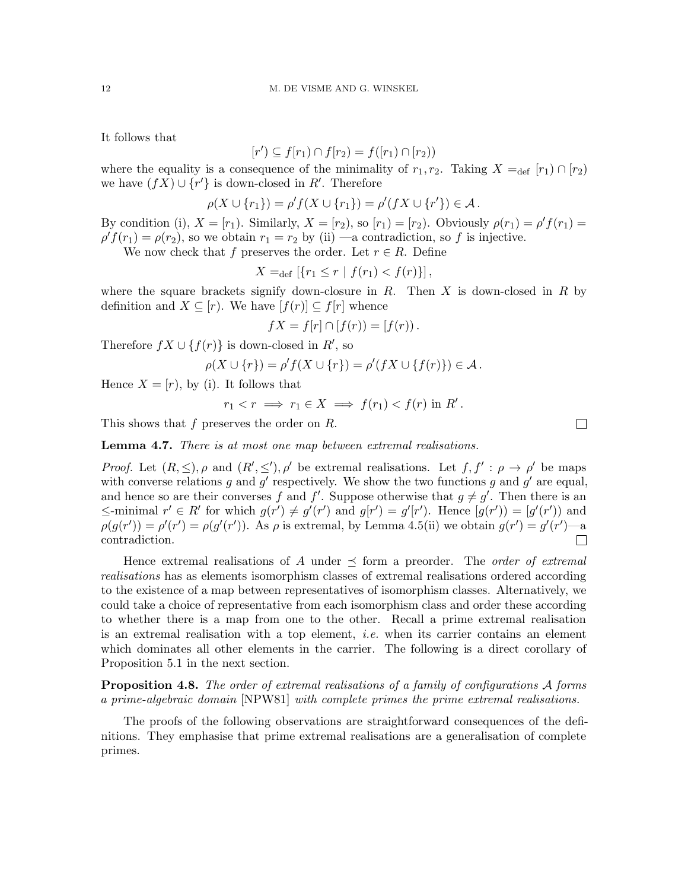It follows that

$$[r') \subseteq f[r_1) \cap f[r_2) = f([r_1) \cap [r_2))$$

where the equality is a consequence of the minimality of $r_1, r_2$. Taking $X =_{\text{def}} [r_1) \cap [r_2)$ we have $(fX) \cup \{r'\}$ is down-closed in $R'$. Therefore

$$\rho(X \cup \{r_1\}) = \rho' f(X \cup \{r_1\}) = \rho'(fX \cup \{r'\}) \in \mathcal{A}\,.$$

By condition (i), $X = [r_1)$. Similarly, $X = [r_2)$, so $[r_1) = [r_2)$. Obviously $\rho(r_1) = \rho' f(r_1) = \rho' f(r_1) = \rho(r_2)$, so we obtain $r_1 = r_2$ by (ii) —a contradiction, so $f$ is injective.

We now check that $f$ preserves the order. Let $r \in R$. Define

$$X =_{\text{def}} [\{r_1 \leq r \mid f(r_1) < f(r)\}]\,,$$

where the square brackets signify down-closure in $R$. Then $X$ is down-closed in $R$ by definition and $X \subseteq [r)$. We have $[f(r)] \subseteq f[r]$ whence

$$fX = f[r] \cap [f(r)) = [f(r))\,.$$

Therefore $fX \cup \{f(r)\}$ is down-closed in $R'$, so

$$\rho(X \cup \{r\}) = \rho' f(X \cup \{r\}) = \rho'(fX \cup \{f(r)\}) \in \mathcal{A}\,.$$

Hence $X = [r)$, by (i). It follows that

$$r_1 < r \implies r_1 \in X \implies f(r_1) < f(r) \text{ in } R'\,.$$

This shows that $f$ preserves the order on $R$. □

**Lemma 4.7.** *There is at most one map between extremal realisations.*

*Proof.* Let $(R, \leq), \rho$ and $(R', \leq'), \rho'$ be extremal realisations. Let $f, f' : \rho \to \rho'$ be maps with converse relations $g$ and $g'$ respectively. We show the two functions $g$ and $g'$ are equal, and hence so are their converses $f$ and $f'$. Suppose otherwise that $g \neq g'$. Then there is an $\leq$-minimal $r' \in R'$ for which $g(r') \neq g'(r')$ and $g[r') = g'[r')$. Hence $[g(r')) = [g'(r'))$ and $\rho(g(r')) = \rho'(r') = \rho(g'(r'))$. As $\rho$ is extremal, by Lemma 4.5(ii) we obtain $g(r') = g'(r')$—a contradiction. □

Hence extremal realisations of $A$ under $\preceq$ form a preorder. The *order of extremal realisations* has as elements isomorphism classes of extremal realisations ordered according to the existence of a map between representatives of isomorphism classes. Alternatively, we could take a choice of representative from each isomorphism class and order these according to whether there is a map from one to the other. Recall a prime extremal realisation is an extremal realisation with a top element, *i.e.* when its carrier contains an element which dominates all other elements in the carrier. The following is a direct corollary of Proposition 5.1 in the next section.

**Proposition 4.8.** *The order of extremal realisations of a family of configurations $\mathcal{A}$ forms a prime-algebraic domain* [NPW81] *with complete primes the prime extremal realisations.*

The proofs of the following observations are straightforward consequences of the definitions. They emphasise that prime extremal realisations are a generalisation of complete primes.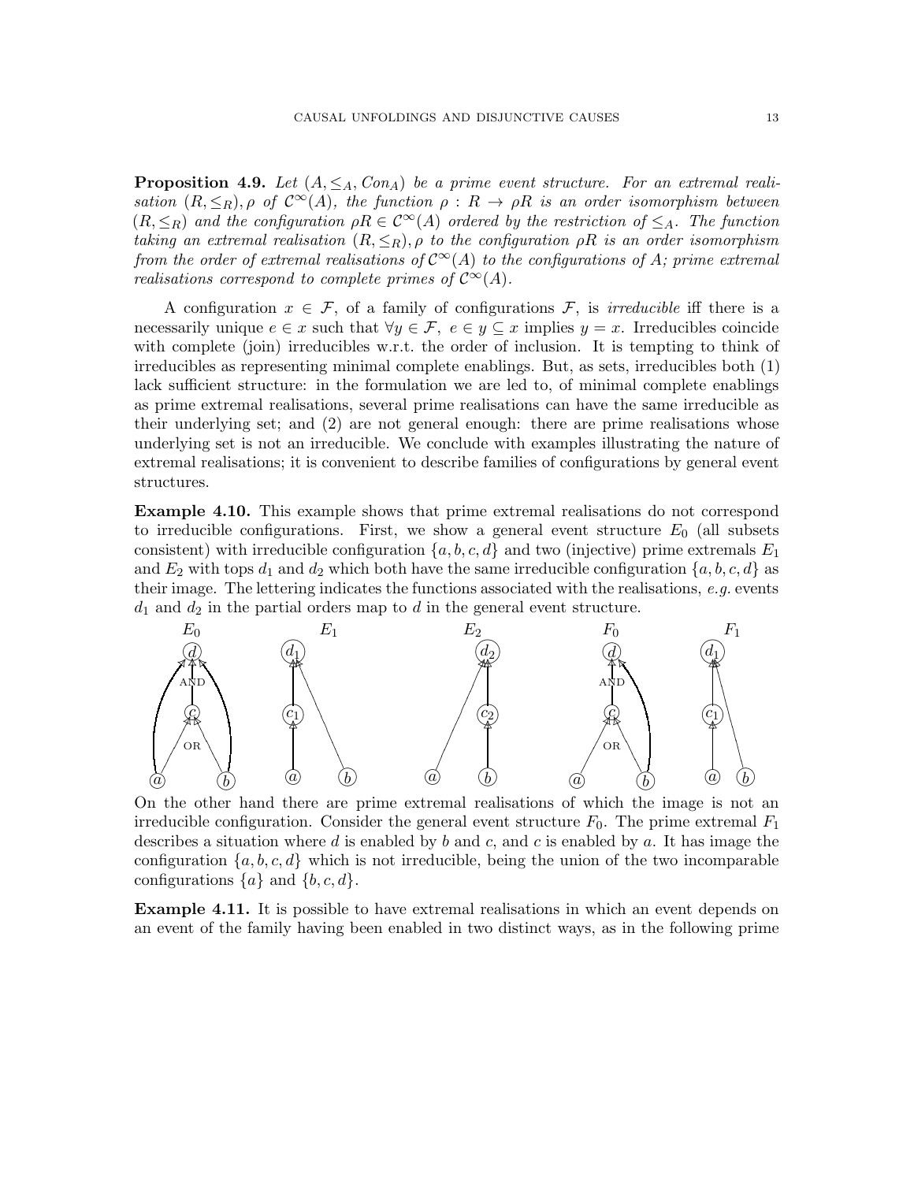**Proposition 4.9.** *Let $(A, \leq_A, Con_A)$ be a prime event structure. For an extremal realisation $(R, \leq_R), \rho$ of $\mathcal{C}^\infty(A)$, the function $\rho : R \to \rho R$ is an order isomorphism between $(R, \leq_R)$ and the configuration $\rho R \in \mathcal{C}^\infty(A)$ ordered by the restriction of $\leq_A$. The function taking an extremal realisation $(R, \leq_R), \rho$ to the configuration $\rho R$ is an order isomorphism from the order of extremal realisations of $\mathcal{C}^\infty(A)$ to the configurations of $A$; prime extremal realisations correspond to complete primes of $\mathcal{C}^\infty(A)$.*

A configuration $x \in \mathcal{F}$, of a family of configurations $\mathcal{F}$, is *irreducible* iff there is a necessarily unique $e \in x$ such that $\forall y \in \mathcal{F},\ e \in y \subseteq x$ implies $y = x$. Irreducibles coincide with complete (join) irreducibles w.r.t. the order of inclusion. It is tempting to think of irreducibles as representing minimal complete enablings. But, as sets, irreducibles both (1) lack sufficient structure: in the formulation we are led to, of minimal complete enablings as prime extremal realisations, several prime realisations can have the same irreducible as their underlying set; and (2) are not general enough: there are prime realisations whose underlying set is not an irreducible. We conclude with examples illustrating the nature of extremal realisations; it is convenient to describe families of configurations by general event structures.

**Example 4.10.** This example shows that prime extremal realisations do not correspond to irreducible configurations. First, we show a general event structure $E_0$ (all subsets consistent) with irreducible configuration $\{a, b, c, d\}$ and two (injective) prime extremals $E_1$ and $E_2$ with tops $d_1$ and $d_2$ which both have the same irreducible configuration $\{a, b, c, d\}$ as their image. The lettering indicates the functions associated with the realisations, *e.g.* events $d_1$ and $d_2$ in the partial orders map to $d$ in the general event structure.

On the other hand there are prime extremal realisations of which the image is not an irreducible configuration. Consider the general event structure $F_0$. The prime extremal $F_1$ describes a situation where $d$ is enabled by $b$ and $c$, and $c$ is enabled by $a$. It has image the configuration $\{a, b, c, d\}$ which is not irreducible, being the union of the two incomparable configurations $\{a\}$ and $\{b, c, d\}$.

**Example 4.11.** It is possible to have extremal realisations in which an event depends on an event of the family having been enabled in two distinct ways, as in the following prime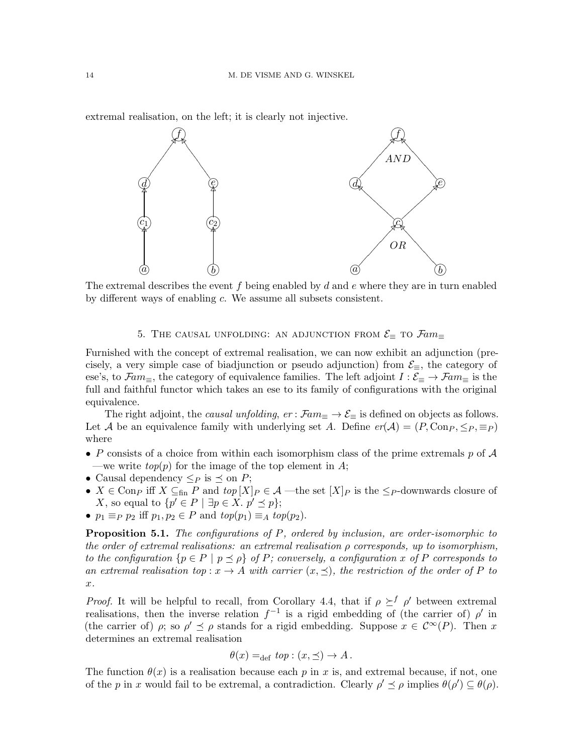extremal realisation, on the left; it is clearly not injective.

The extremal describes the event $f$ being enabled by $d$ and $e$ where they are in turn enabled by different ways of enabling $c$. We assume all subsets consistent.

## 5. The causal unfolding: an adjunction from $\mathcal{E}_\equiv$ to $\mathcal{F}am_\equiv$

Furnished with the concept of extremal realisation, we can now exhibit an adjunction (precisely, a very simple case of biadjunction or pseudo adjunction) from $\mathcal{E}_\equiv$, the category of ese's, to $\mathcal{F}am_\equiv$, the category of equivalence families. The left adjoint $I : \mathcal{E}_\equiv \to \mathcal{F}am_\equiv$ is the full and faithful functor which takes an ese to its family of configurations with the original equivalence.

The right adjoint, the *causal unfolding*, $er : \mathcal{F}am_\equiv \to \mathcal{E}_\equiv$ is defined on objects as follows. Let $\mathcal{A}$ be an equivalence family with underlying set $A$. Define $er(\mathcal{A}) = (P, \mathrm{Con}_P, \leq_P, \equiv_P)$ where

- $P$ consists of a choice from within each isomorphism class of the prime extremals $p$ of $\mathcal{A}$ —we write $top(p)$ for the image of the top element in $A$;
- Causal dependency $\leq_P$ is $\preceq$ on $P$;
- $X \in \mathrm{Con}_P$ iff $X \subseteq_{\mathrm{fin}} P$ and $top\,[X]_P \in \mathcal{A}$ —the set $[X]_P$ is the $\leq_P$-downwards closure of $X$, so equal to $\{p' \in P \mid \exists p \in X.\ p' \preceq p\}$;
- $p_1 \equiv_P p_2$ iff $p_1, p_2 \in P$ and $top(p_1) \equiv_A top(p_2)$.

**Proposition 5.1.** *The configurations of $P$, ordered by inclusion, are order-isomorphic to the order of extremal realisations: an extremal realisation $\rho$ corresponds, up to isomorphism, to the configuration $\{p \in P \mid p \preceq \rho\}$ of $P$; conversely, a configuration $x$ of $P$ corresponds to an extremal realisation $top : x \to A$ with carrier $(x, \preceq)$, the restriction of the order of $P$ to $x$.*

*Proof.* It will be helpful to recall, from Corollary 4.4, that if $\rho \succeq^f \rho'$ between extremal realisations, then the inverse relation $f^{-1}$ is a rigid embedding of (the carrier of) $\rho'$ in (the carrier of) $\rho$; so $\rho' \preceq \rho$ stands for a rigid embedding. Suppose $x \in \mathcal{C}^\infty(P)$. Then $x$ determines an extremal realisation

$$\theta(x) =_{\mathrm{def}} top : (x, \preceq) \to A\,.$$

The function $\theta(x)$ is a realisation because each $p$ in $x$ is, and extremal because, if not, one of the $p$ in $x$ would fail to be extremal, a contradiction. Clearly $\rho' \preceq \rho$ implies $\theta(\rho') \subseteq \theta(\rho)$.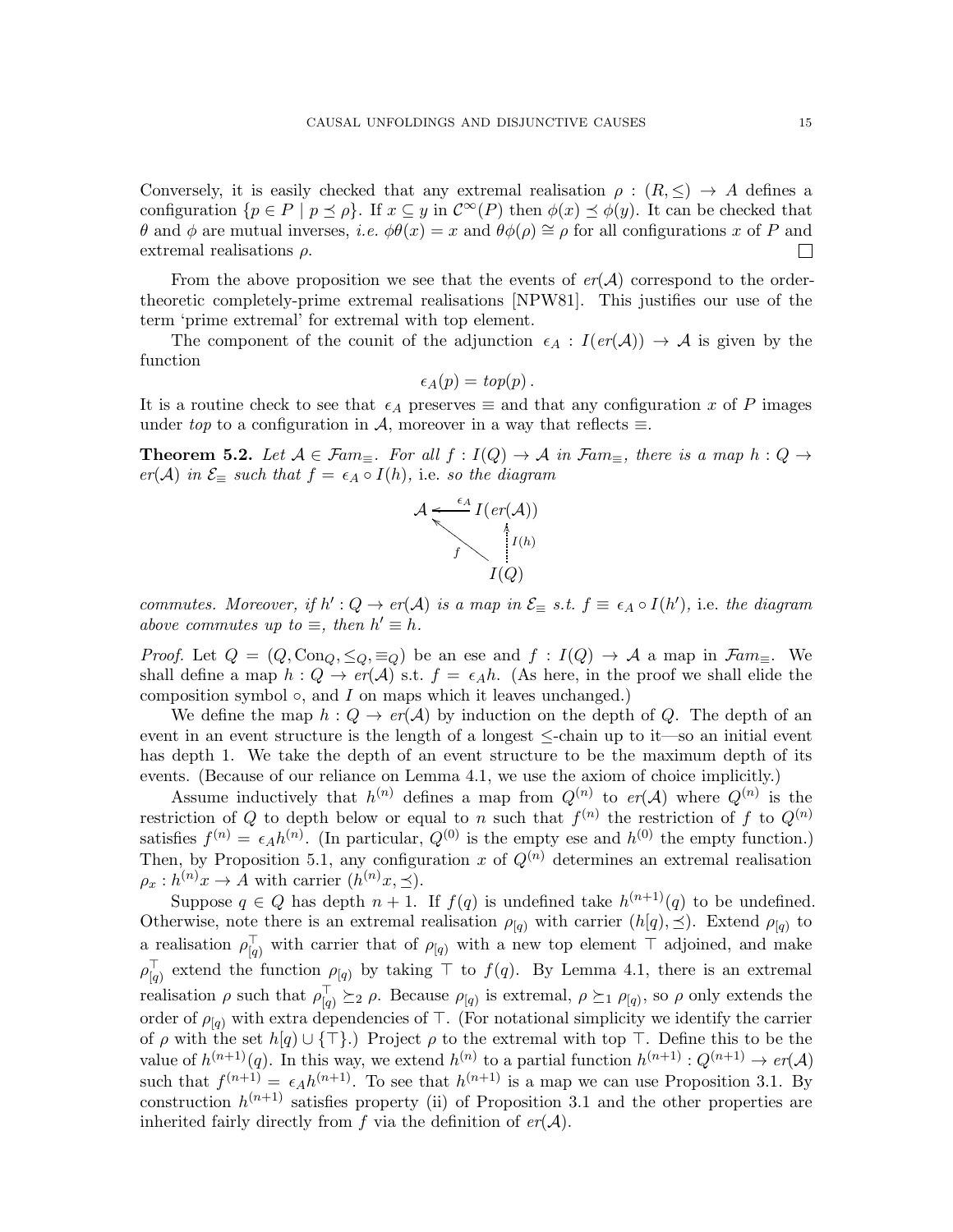Conversely, it is easily checked that any extremal realisation $\rho : (R, \leq) \to A$ defines a configuration $\{p \in P \mid p \preceq \rho\}$. If $x \subseteq y$ in $\mathcal{C}^\infty(P)$ then $\phi(x) \preceq \phi(y)$. It can be checked that $\theta$ and $\phi$ are mutual inverses, *i.e.* $\phi\theta(x) = x$ and $\theta\phi(\rho) \cong \rho$ for all configurations $x$ of $P$ and extremal realisations $\rho$. □

From the above proposition we see that the events of $er(\mathcal{A})$ correspond to the order-theoretic completely-prime extremal realisations [NPW81]. This justifies our use of the term 'prime extremal' for extremal with top element.

The component of the counit of the adjunction $\epsilon_A : I(er(\mathcal{A})) \to \mathcal{A}$ is given by the function

$$\epsilon_A(p) = top(p)\,.$$

It is a routine check to see that $\epsilon_A$ preserves $\equiv$ and that any configuration $x$ of $P$ images under $top$ to a configuration in $\mathcal{A}$, moreover in a way that reflects $\equiv$.

**Theorem 5.2.** *Let $\mathcal{A} \in \mathcal{F}am_\equiv$. For all $f : I(Q) \to \mathcal{A}$ in $\mathcal{F}am_\equiv$, there is a map $h : Q \to er(\mathcal{A})$ in $\mathcal{E}_\equiv$ such that $f = \epsilon_A \circ I(h)$,* i.e. *so the diagram*

$$\begin{array}{ccc} \mathcal{A} & \xleftarrow{\epsilon_A} & I(er(\mathcal{A})) \\ & \nwarrow^{f} & \uparrow{\scriptstyle I(h)} \\ & & I(Q) \end{array}$$

*commutes. Moreover, if $h' : Q \to er(\mathcal{A})$ is a map in $\mathcal{E}_\equiv$ s.t. $f \equiv \epsilon_A \circ I(h')$,* i.e. *the diagram above commutes up to $\equiv$, then $h' \equiv h$.*

*Proof.* Let $Q = (Q, \mathrm{Con}_Q, \leq_Q, \equiv_Q)$ be an ese and $f : I(Q) \to \mathcal{A}$ a map in $\mathcal{F}am_\equiv$. We shall define a map $h : Q \to er(\mathcal{A})$ s.t. $f = \epsilon_A h$. (As here, in the proof we shall elide the composition symbol $\circ$, and $I$ on maps which it leaves unchanged.)

We define the map $h : Q \to er(\mathcal{A})$ by induction on the depth of $Q$. The depth of an event in an event structure is the length of a longest $\leq$-chain up to it—so an initial event has depth 1. We take the depth of an event structure to be the maximum depth of its events. (Because of our reliance on Lemma 4.1, we use the axiom of choice implicitly.)

Assume inductively that $h^{(n)}$ defines a map from $Q^{(n)}$ to $er(\mathcal{A})$ where $Q^{(n)}$ is the restriction of $Q$ to depth below or equal to $n$ such that $f^{(n)}$ the restriction of $f$ to $Q^{(n)}$ satisfies $f^{(n)} = \epsilon_A h^{(n)}$. (In particular, $Q^{(0)}$ is the empty ese and $h^{(0)}$ the empty function.) Then, by Proposition 5.1, any configuration $x$ of $Q^{(n)}$ determines an extremal realisation $\rho_x : h^{(n)}x \to A$ with carrier $(h^{(n)}x, \preceq)$.

Suppose $q \in Q$ has depth $n+1$. If $f(q)$ is undefined take $h^{(n+1)}(q)$ to be undefined. Otherwise, note there is an extremal realisation $\rho_{[q)}$ with carrier $(h[q), \preceq)$. Extend $\rho_{[q)}$ to a realisation $\rho^\top_{[q)}$ with carrier that of $\rho_{[q)}$ with a new top element $\top$ adjoined, and make $\rho^\top_{[q)}$ extend the function $\rho_{[q)}$ by taking $\top$ to $f(q)$. By Lemma 4.1, there is an extremal realisation $\rho$ such that $\rho^\top_{[q)} \succeq_2 \rho$. Because $\rho_{[q)}$ is extremal, $\rho \succeq_1 \rho_{[q)}$, so $\rho$ only extends the order of $\rho_{[q)}$ with extra dependencies of $\top$. (For notational simplicity we identify the carrier of $\rho$ with the set $h[q) \cup \{\top\}$.) Project $\rho$ to the extremal with top $\top$. Define this to be the value of $h^{(n+1)}(q)$. In this way, we extend $h^{(n)}$ to a partial function $h^{(n+1)} : Q^{(n+1)} \to er(\mathcal{A})$ such that $f^{(n+1)} = \epsilon_A h^{(n+1)}$. To see that $h^{(n+1)}$ is a map we can use Proposition 3.1. By construction $h^{(n+1)}$ satisfies property (ii) of Proposition 3.1 and the other properties are inherited fairly directly from $f$ via the definition of $er(\mathcal{A})$.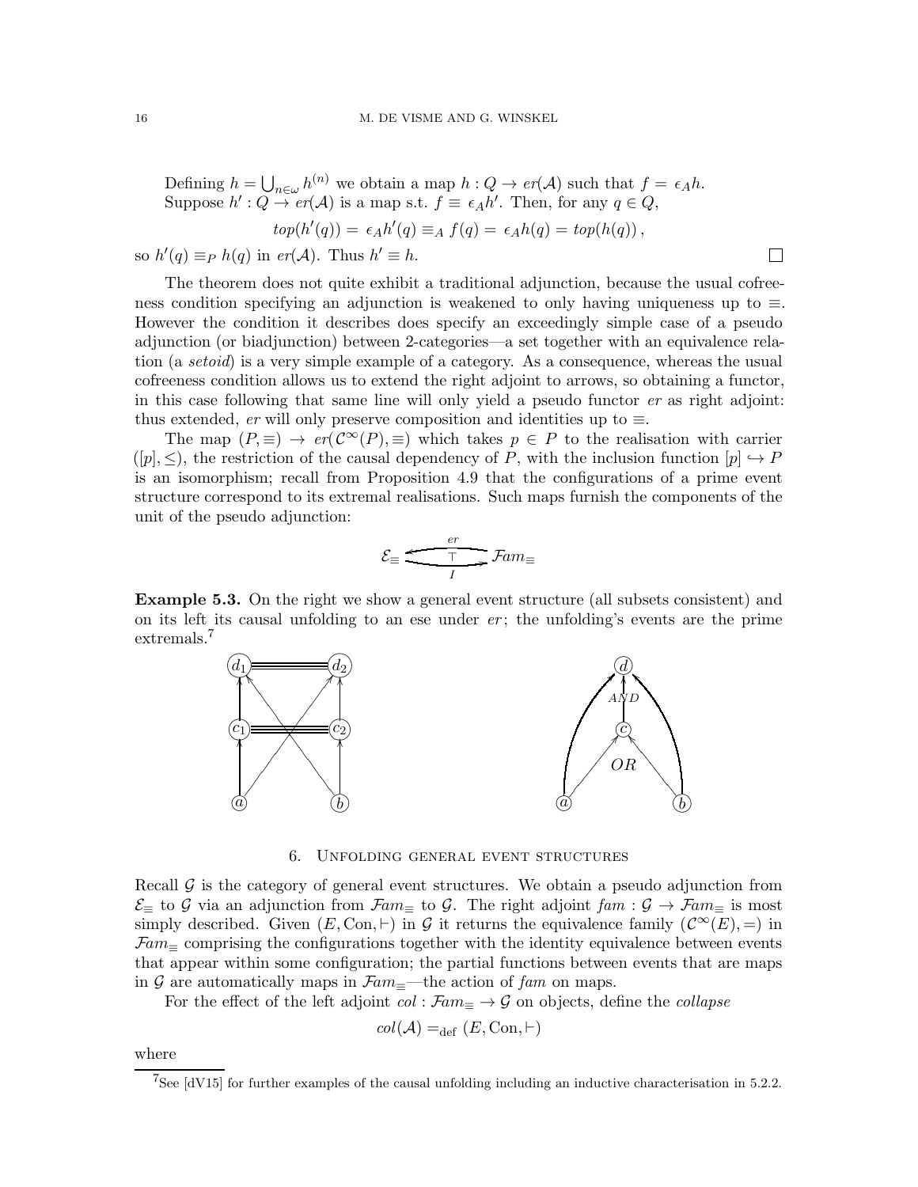Defining $h = \bigcup_{n\in\omega} h^{(n)}$ we obtain a map $h : Q \to er(\mathcal{A})$ such that $f = \epsilon_A h$.
Suppose $h' : Q \to er(\mathcal{A})$ is a map s.t. $f \equiv \epsilon_A h'$. Then, for any $q \in Q$,

$$top(h'(q)) = \epsilon_A h'(q) \equiv_A f(q) = \epsilon_A h(q) = top(h(q)),$$

so $h'(q) \equiv_P h(q)$ in $er(\mathcal{A})$. Thus $h' \equiv h$. $\square$

The theorem does not quite exhibit a traditional adjunction, because the usual cofreeness condition specifying an adjunction is weakened to only having uniqueness up to $\equiv$. However the condition it describes does specify an exceedingly simple case of a pseudo adjunction (or biadjunction) between 2-categories—a set together with an equivalence relation (a *setoid*) is a very simple example of a category. As a consequence, whereas the usual cofreeness condition allows us to extend the right adjoint to arrows, so obtaining a functor, in this case following that same line will only yield a pseudo functor $er$ as right adjoint: thus extended, $er$ will only preserve composition and identities up to $\equiv$.

The map $(P, \equiv) \to er(\mathcal{C}^\infty(P), \equiv)$ which takes $p \in P$ to the realisation with carrier $([p], \leq)$, the restriction of the causal dependency of $P$, with the inclusion function $[p] \hookrightarrow P$ is an isomorphism; recall from Proposition 4.9 that the configurations of a prime event structure correspond to its extremal realisations. Such maps furnish the components of the unit of the pseudo adjunction:

$$\mathcal{E}_\equiv \underset{I}{\overset{er}{\rightleftarrows}} \mathcal{F}am_\equiv \quad (\top)$$

**Example 5.3.** On the right we show a general event structure (all subsets consistent) and on its left its causal unfolding to an ese under $er$; the unfolding's events are the prime extremals.[7]

## 6. Unfolding general event structures

Recall $\mathcal{G}$ is the category of general event structures. We obtain a pseudo adjunction from $\mathcal{E}_\equiv$ to $\mathcal{G}$ via an adjunction from $\mathcal{F}am_\equiv$ to $\mathcal{G}$. The right adjoint $fam : \mathcal{G} \to \mathcal{F}am_\equiv$ is most simply described. Given $(E, \text{Con}, \vdash)$ in $\mathcal{G}$ it returns the equivalence family $(\mathcal{C}^\infty(E), =)$ in $\mathcal{F}am_\equiv$ comprising the configurations together with the identity equivalence between events that appear within some configuration; the partial functions between events that are maps in $\mathcal{G}$ are automatically maps in $\mathcal{F}am_\equiv$—the action of $fam$ on maps.

For the effect of the left adjoint $col : \mathcal{F}am_\equiv \to \mathcal{G}$ on objects, define the *collapse*

$$col(\mathcal{A}) =_{\text{def}} (E, \text{Con}, \vdash)$$

where

---

[7] See [dV15] for further examples of the causal unfolding including an inductive characterisation in 5.2.2.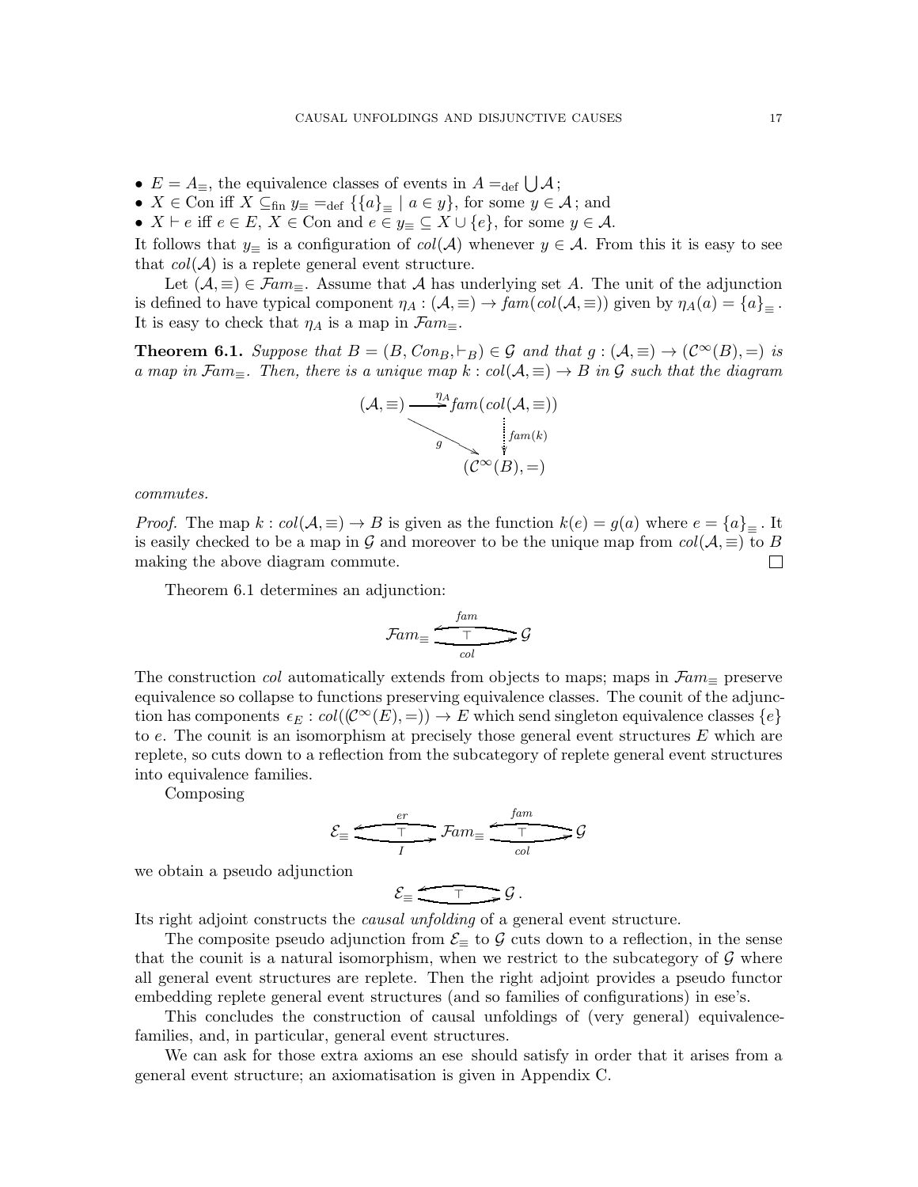- $E = A_{\equiv}$, the equivalence classes of events in $A =_{\text{def}} \bigcup \mathcal{A}$;
- $X \in \text{Con}$ iff $X \subseteq_{\text{fin}} y_{\equiv} =_{\text{def}} \{\{a\}_{\equiv} \mid a \in y\}$, for some $y \in \mathcal{A}$; and
- $X \vdash e$ iff $e \in E$, $X \in \text{Con}$ and $e \in y_{\equiv} \subseteq X \cup \{e\}$, for some $y \in \mathcal{A}$.

It follows that $y_{\equiv}$ is a configuration of $col(\mathcal{A})$ whenever $y \in \mathcal{A}$. From this it is easy to see that $col(\mathcal{A})$ is a replete general event structure.

Let $(\mathcal{A}, \equiv) \in \mathcal{F}am_{\equiv}$. Assume that $\mathcal{A}$ has underlying set $A$. The unit of the adjunction is defined to have typical component $\eta_A : (\mathcal{A}, \equiv) \to fam(col(\mathcal{A}, \equiv))$ given by $\eta_A(a) = \{a\}_{\equiv}$. It is easy to check that $\eta_A$ is a map in $\mathcal{F}am_{\equiv}$.

**Theorem 6.1.** *Suppose that $B = (B, Con_B, \vdash_B) \in \mathcal{G}$ and that $g : (\mathcal{A}, \equiv) \to (\mathcal{C}^{\infty}(B), =)$ is a map in $\mathcal{F}am_{\equiv}$. Then, there is a unique map $k : col(\mathcal{A}, \equiv) \to B$ in $\mathcal{G}$ such that the diagram*

$$\begin{array}{ccc} (\mathcal{A}, \equiv) & \xrightarrow{\eta_A} & fam(col(\mathcal{A}, \equiv)) \\ & \searrow^{g} & \downarrow fam(k) \\ & & (\mathcal{C}^{\infty}(B), =) \end{array}$$

*commutes.*

*Proof.* The map $k : col(\mathcal{A}, \equiv) \to B$ is given as the function $k(e) = g(a)$ where $e = \{a\}_{\equiv}$. It is easily checked to be a map in $\mathcal{G}$ and moreover to be the unique map from $col(\mathcal{A}, \equiv)$ to $B$ making the above diagram commute. $\square$

Theorem 6.1 determines an adjunction:

$$\mathcal{F}am_{\equiv} \underset{col}{\overset{fam}{\rightleftarrows}} \mathcal{G} \quad (\top)$$

The construction $col$ automatically extends from objects to maps; maps in $\mathcal{F}am_{\equiv}$ preserve equivalence so collapse to functions preserving equivalence classes. The counit of the adjunction has components $\epsilon_E : col((\mathcal{C}^{\infty}(E), =)) \to E$ which send singleton equivalence classes $\{e\}$ to $e$. The counit is an isomorphism at precisely those general event structures $E$ which are replete, so cuts down to a reflection from the subcategory of replete general event structures into equivalence families.

Composing

$$\mathcal{E}_{\equiv} \underset{I}{\overset{er}{\rightleftarrows}} \mathcal{F}am_{\equiv} \underset{col}{\overset{fam}{\rightleftarrows}} \mathcal{G}$$

we obtain a pseudo adjunction

$$\mathcal{E}_{\equiv} \rightleftarrows \mathcal{G}\,. \quad (\top)$$

Its right adjoint constructs the *causal unfolding* of a general event structure.

The composite pseudo adjunction from $\mathcal{E}_{\equiv}$ to $\mathcal{G}$ cuts down to a reflection, in the sense that the counit is a natural isomorphism, when we restrict to the subcategory of $\mathcal{G}$ where all general event structures are replete. Then the right adjoint provides a pseudo functor embedding replete general event structures (and so families of configurations) in ese's.

This concludes the construction of causal unfoldings of (very general) equivalence-families, and, in particular, general event structures.

We can ask for those extra axioms an ese should satisfy in order that it arises from a general event structure; an axiomatisation is given in Appendix C.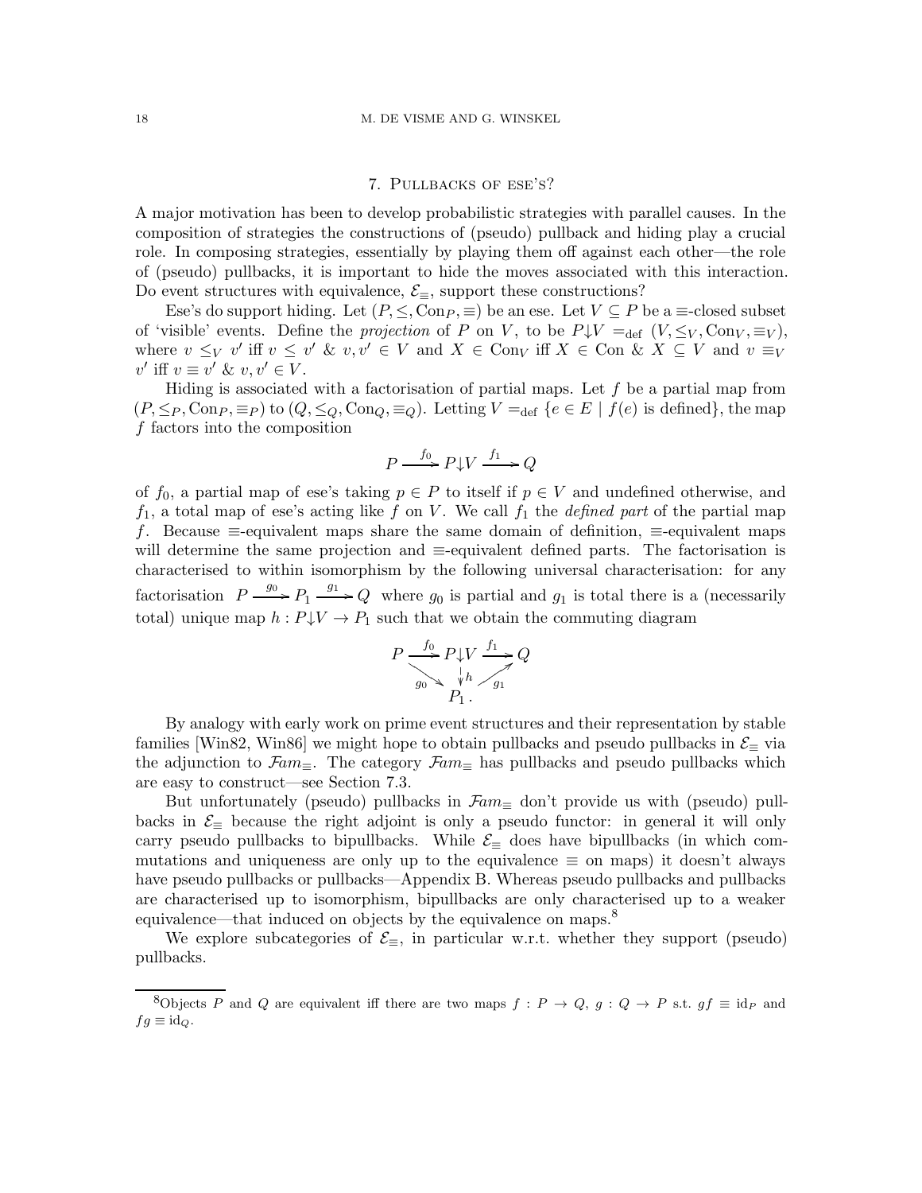## 7. Pullbacks of ese's?

A major motivation has been to develop probabilistic strategies with parallel causes. In the composition of strategies the constructions of (pseudo) pullback and hiding play a crucial role. In composing strategies, essentially by playing them off against each other—the role of (pseudo) pullbacks, it is important to hide the moves associated with this interaction. Do event structures with equivalence, $\mathcal{E}_\equiv$, support these constructions?

Ese's do support hiding. Let $(P, \leq, \mathrm{Con}_P, \equiv)$ be an ese. Let $V \subseteq P$ be a $\equiv$-closed subset of 'visible' events. Define the *projection* of $P$ on $V$, to be $P{\downarrow}V =_{\mathrm{def}} (V, \leq_V, \mathrm{Con}_V, \equiv_V)$, where $v \leq_V v'$ iff $v \leq v'$ & $v, v' \in V$ and $X \in \mathrm{Con}_V$ iff $X \in \mathrm{Con}$ & $X \subseteq V$ and $v \equiv_V v'$ iff $v \equiv v'$ & $v, v' \in V$.

Hiding is associated with a factorisation of partial maps. Let $f$ be a partial map from $(P, \leq_P, \mathrm{Con}_P, \equiv_P)$ to $(Q, \leq_Q, \mathrm{Con}_Q, \equiv_Q)$. Letting $V =_{\mathrm{def}} \{e \in E \mid f(e) \text{ is defined}\}$, the map $f$ factors into the composition

$$P \xrightarrow{f_0} P{\downarrow}V \xrightarrow{f_1} Q$$

of $f_0$, a partial map of ese's taking $p \in P$ to itself if $p \in V$ and undefined otherwise, and $f_1$, a total map of ese's acting like $f$ on $V$. We call $f_1$ the *defined part* of the partial map $f$. Because $\equiv$-equivalent maps share the same domain of definition, $\equiv$-equivalent maps will determine the same projection and $\equiv$-equivalent defined parts. The factorisation is characterised to within isomorphism by the following universal characterisation: for any factorisation $P \xrightarrow{g_0} P_1 \xrightarrow{g_1} Q$ where $g_0$ is partial and $g_1$ is total there is a (necessarily total) unique map $h : P{\downarrow}V \to P_1$ such that we obtain the commuting diagram

$$\begin{array}{ccccc} P & \xrightarrow{f_0} & P{\downarrow}V & \xrightarrow{f_1} & Q \\ & \searrow_{g_0} & \downarrow h & \nearrow_{g_1} & \\ & & P_1 \,. & & \end{array}$$

By analogy with early work on prime event structures and their representation by stable families [Win82, Win86] we might hope to obtain pullbacks and pseudo pullbacks in $\mathcal{E}_\equiv$ via the adjunction to $\mathcal{F}am_\equiv$. The category $\mathcal{F}am_\equiv$ has pullbacks and pseudo pullbacks which are easy to construct—see Section 7.3.

But unfortunately (pseudo) pullbacks in $\mathcal{F}am_\equiv$ don't provide us with (pseudo) pullbacks in $\mathcal{E}_\equiv$ because the right adjoint is only a pseudo functor: in general it will only carry pseudo pullbacks to bipullbacks. While $\mathcal{E}_\equiv$ does have bipullbacks (in which commutations and uniqueness are only up to the equivalence $\equiv$ on maps) it doesn't always have pseudo pullbacks or pullbacks—Appendix B. Whereas pseudo pullbacks and pullbacks are characterised up to isomorphism, bipullbacks are only characterised up to a weaker equivalence—that induced on objects by the equivalence on maps.[8]

We explore subcategories of $\mathcal{E}_\equiv$, in particular w.r.t. whether they support (pseudo) pullbacks.

---

[8] Objects $P$ and $Q$ are equivalent iff there are two maps $f : P \to Q$, $g : Q \to P$ s.t. $gf \equiv \mathrm{id}_P$ and $fg \equiv \mathrm{id}_Q$.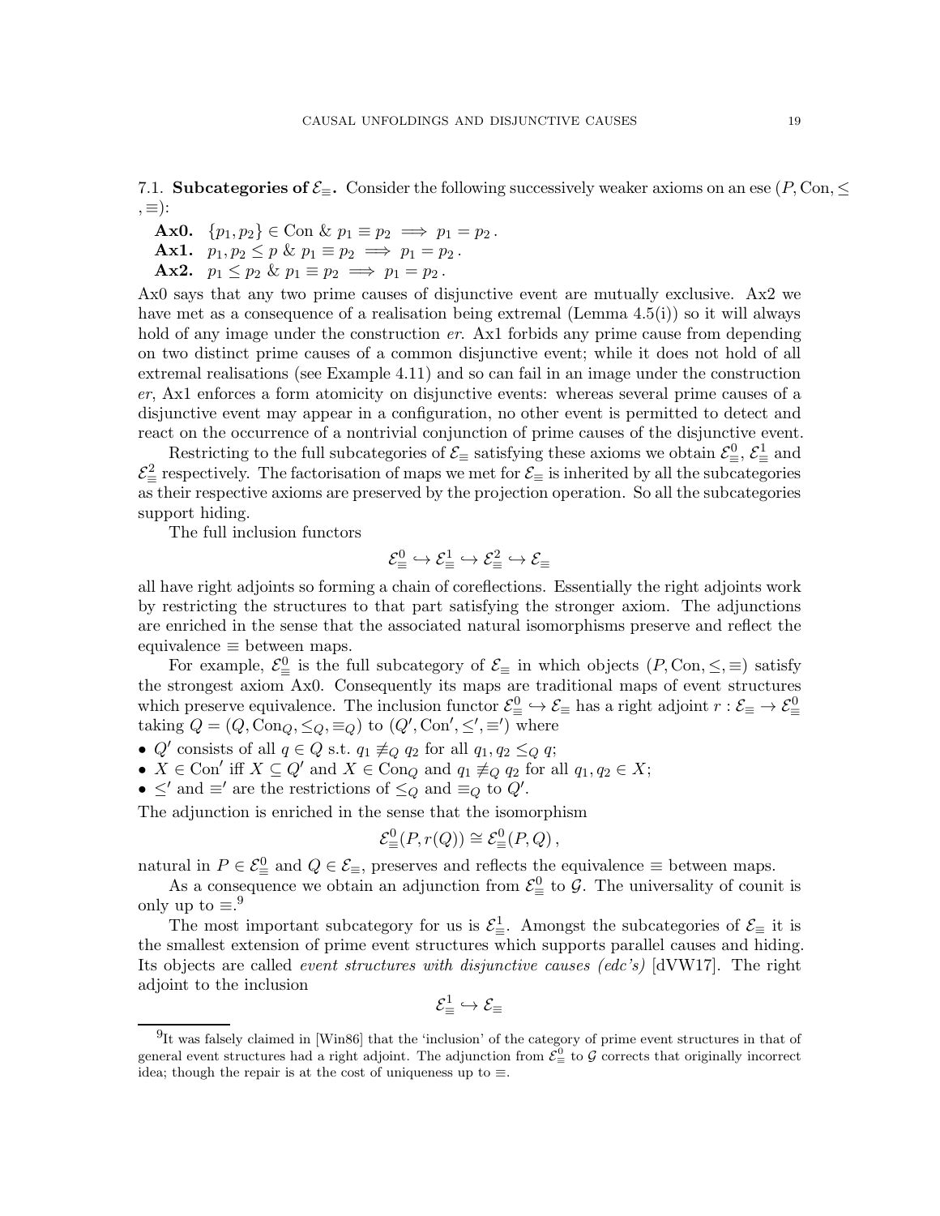### 7.1. Subcategories of $\mathcal{E}_\equiv$.

Consider the following successively weaker axioms on an ese $(P, \text{Con}, \leq, \equiv)$:

**Ax0.** $\{p_1, p_2\} \in \text{Con} \;\&\; p_1 \equiv p_2 \implies p_1 = p_2$.

**Ax1.** $p_1, p_2 \leq p \;\&\; p_1 \equiv p_2 \implies p_1 = p_2$.

**Ax2.** $p_1 \leq p_2 \;\&\; p_1 \equiv p_2 \implies p_1 = p_2$.

Ax0 says that any two prime causes of disjunctive event are mutually exclusive. Ax2 we have met as a consequence of a realisation being extremal (Lemma 4.5(i)) so it will always hold of any image under the construction *er*. Ax1 forbids any prime cause from depending on two distinct prime causes of a common disjunctive event; while it does not hold of all extremal realisations (see Example 4.11) and so can fail in an image under the construction *er*, Ax1 enforces a form atomicity on disjunctive events: whereas several prime causes of a disjunctive event may appear in a configuration, no other event is permitted to detect and react on the occurrence of a nontrivial conjunction of prime causes of the disjunctive event.

Restricting to the full subcategories of $\mathcal{E}_\equiv$ satisfying these axioms we obtain $\mathcal{E}^0_\equiv$, $\mathcal{E}^1_\equiv$ and $\mathcal{E}^2_\equiv$ respectively. The factorisation of maps we met for $\mathcal{E}_\equiv$ is inherited by all the subcategories as their respective axioms are preserved by the projection operation. So all the subcategories support hiding.

The full inclusion functors

$$\mathcal{E}^0_\equiv \hookrightarrow \mathcal{E}^1_\equiv \hookrightarrow \mathcal{E}^2_\equiv \hookrightarrow \mathcal{E}_\equiv$$

all have right adjoints so forming a chain of coreflections. Essentially the right adjoints work by restricting the structures to that part satisfying the stronger axiom. The adjunctions are enriched in the sense that the associated natural isomorphisms preserve and reflect the equivalence $\equiv$ between maps.

For example, $\mathcal{E}^0_\equiv$ is the full subcategory of $\mathcal{E}_\equiv$ in which objects $(P, \text{Con}, \leq, \equiv)$ satisfy the strongest axiom Ax0. Consequently its maps are traditional maps of event structures which preserve equivalence. The inclusion functor $\mathcal{E}^0_\equiv \hookrightarrow \mathcal{E}_\equiv$ has a right adjoint $r : \mathcal{E}_\equiv \to \mathcal{E}^0_\equiv$ taking $Q = (Q, \text{Con}_Q, \leq_Q, \equiv_Q)$ to $(Q', \text{Con}', \leq', \equiv')$ where

- $Q'$ consists of all $q \in Q$ s.t. $q_1 \not\equiv_Q q_2$ for all $q_1, q_2 \leq_Q q$;
- $X \in \text{Con}'$ iff $X \subseteq Q'$ and $X \in \text{Con}_Q$ and $q_1 \not\equiv_Q q_2$ for all $q_1, q_2 \in X$;
- $\leq'$ and $\equiv'$ are the restrictions of $\leq_Q$ and $\equiv_Q$ to $Q'$.

The adjunction is enriched in the sense that the isomorphism

$$\mathcal{E}^0_\equiv(P, r(Q)) \cong \mathcal{E}^0_\equiv(P, Q),$$

natural in $P \in \mathcal{E}^0_\equiv$ and $Q \in \mathcal{E}_\equiv$, preserves and reflects the equivalence $\equiv$ between maps.

As a consequence we obtain an adjunction from $\mathcal{E}^0_\equiv$ to $\mathcal{G}$. The universality of counit is only up to $\equiv$.[9]

The most important subcategory for us is $\mathcal{E}^1_\equiv$. Amongst the subcategories of $\mathcal{E}_\equiv$ it is the smallest extension of prime event structures which supports parallel causes and hiding. Its objects are called *event structures with disjunctive causes (edc's)* [dVW17]. The right adjoint to the inclusion

$$\mathcal{E}^1_\equiv \hookrightarrow \mathcal{E}_\equiv$$

[9] It was falsely claimed in [Win86] that the 'inclusion' of the category of prime event structures in that of general event structures had a right adjoint. The adjunction from $\mathcal{E}^0_\equiv$ to $\mathcal{G}$ corrects that originally incorrect idea; though the repair is at the cost of uniqueness up to $\equiv$.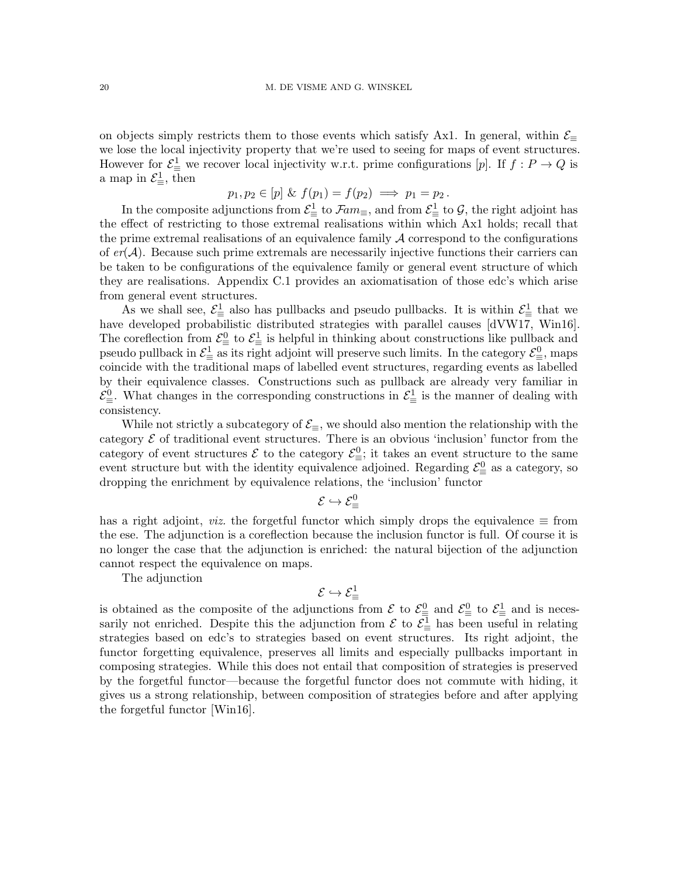on objects simply restricts them to those events which satisfy Ax1. In general, within $\mathcal{E}_\equiv$ we lose the local injectivity property that we're used to seeing for maps of event structures. However for $\mathcal{E}^1_\equiv$ we recover local injectivity w.r.t. prime configurations $[p]$. If $f : P \to Q$ is a map in $\mathcal{E}^1_\equiv$, then

$$p_1, p_2 \in [p] \;\&\; f(p_1) = f(p_2) \implies p_1 = p_2\,.$$

In the composite adjunctions from $\mathcal{E}^1_\equiv$ to $\mathcal{F}am_\equiv$, and from $\mathcal{E}^1_\equiv$ to $\mathcal{G}$, the right adjoint has the effect of restricting to those extremal realisations within which Ax1 holds; recall that the prime extremal realisations of an equivalence family $\mathcal{A}$ correspond to the configurations of $er(\mathcal{A})$. Because such prime extremals are necessarily injective functions their carriers can be taken to be configurations of the equivalence family or general event structure of which they are realisations. Appendix C.1 provides an axiomatisation of those edc's which arise from general event structures.

As we shall see, $\mathcal{E}^1_\equiv$ also has pullbacks and pseudo pullbacks. It is within $\mathcal{E}^1_\equiv$ that we have developed probabilistic distributed strategies with parallel causes [dVW17, Win16]. The coreflection from $\mathcal{E}^0_\equiv$ to $\mathcal{E}^1_\equiv$ is helpful in thinking about constructions like pullback and pseudo pullback in $\mathcal{E}^1_\equiv$ as its right adjoint will preserve such limits. In the category $\mathcal{E}^0_\equiv$, maps coincide with the traditional maps of labelled event structures, regarding events as labelled by their equivalence classes. Constructions such as pullback are already very familiar in $\mathcal{E}^0_\equiv$. What changes in the corresponding constructions in $\mathcal{E}^1_\equiv$ is the manner of dealing with consistency.

While not strictly a subcategory of $\mathcal{E}_\equiv$, we should also mention the relationship with the category $\mathcal{E}$ of traditional event structures. There is an obvious 'inclusion' functor from the category of event structures $\mathcal{E}$ to the category $\mathcal{E}^0_\equiv$; it takes an event structure to the same event structure but with the identity equivalence adjoined. Regarding $\mathcal{E}^0_\equiv$ as a category, so dropping the enrichment by equivalence relations, the 'inclusion' functor

$$\mathcal{E} \hookrightarrow \mathcal{E}^0_\equiv$$

has a right adjoint, *viz.* the forgetful functor which simply drops the equivalence $\equiv$ from the ese. The adjunction is a coreflection because the inclusion functor is full. Of course it is no longer the case that the adjunction is enriched: the natural bijection of the adjunction cannot respect the equivalence on maps.

The adjunction

$$\mathcal{E} \hookrightarrow \mathcal{E}^1_\equiv$$

is obtained as the composite of the adjunctions from $\mathcal{E}$ to $\mathcal{E}^0_\equiv$ and $\mathcal{E}^0_\equiv$ to $\mathcal{E}^1_\equiv$ and is necessarily not enriched. Despite this the adjunction from $\mathcal{E}$ to $\mathcal{E}^1_\equiv$ has been useful in relating strategies based on edc's to strategies based on event structures. Its right adjoint, the functor forgetting equivalence, preserves all limits and especially pullbacks important in composing strategies. While this does not entail that composition of strategies is preserved by the forgetful functor—because the forgetful functor does not commute with hiding, it gives us a strong relationship, between composition of strategies before and after applying the forgetful functor [Win16].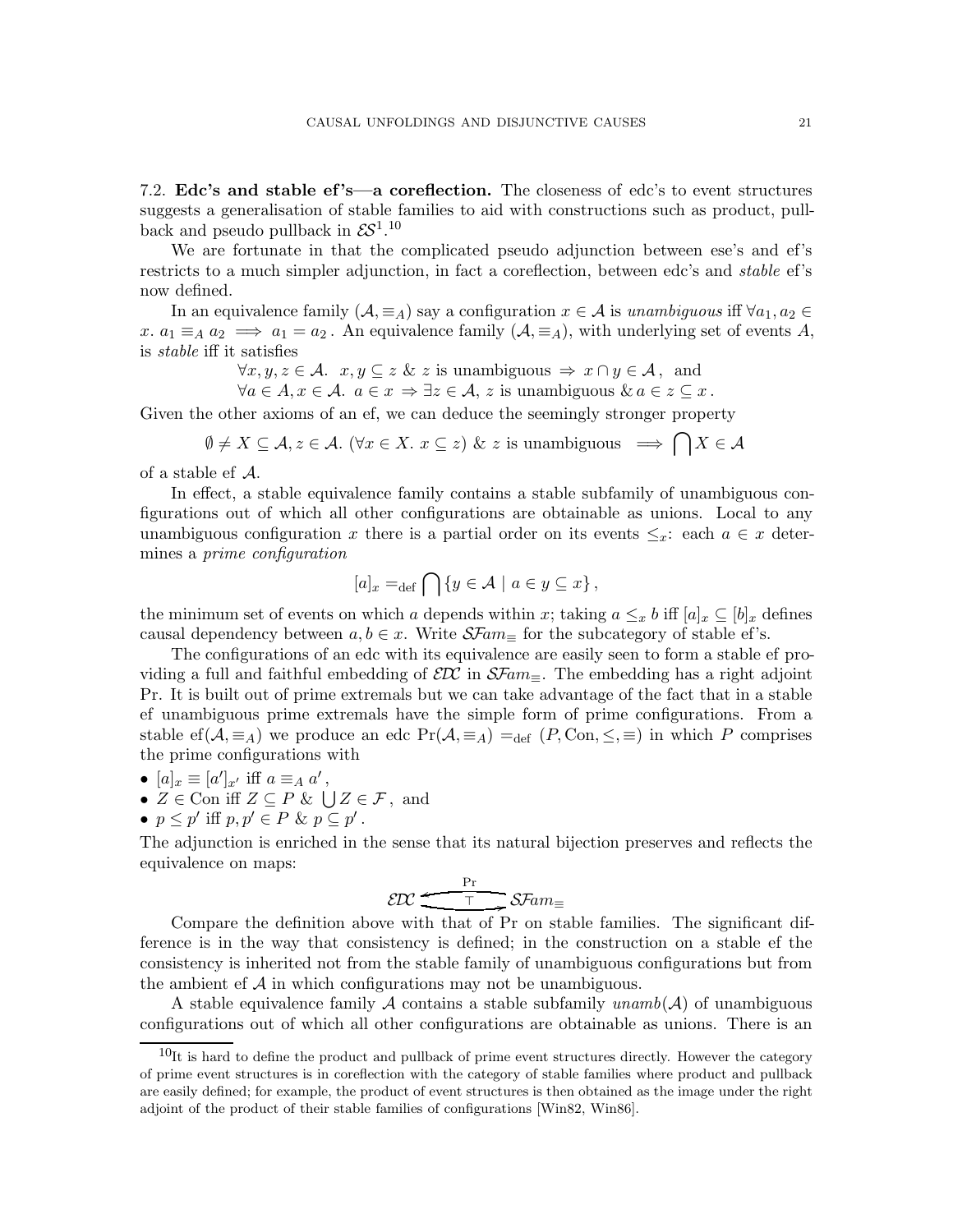### 7.2. **Edc's and stable ef's—a coreflection.**

The closeness of edc's to event structures suggests a generalisation of stable families to aid with constructions such as product, pullback and pseudo pullback in $\mathcal{ES}^1$.[10]

We are fortunate in that the complicated pseudo adjunction between ese's and ef's restricts to a much simpler adjunction, in fact a coreflection, between edc's and *stable* ef's now defined.

In an equivalence family $(\mathcal{A}, \equiv_A)$ say a configuration $x \in \mathcal{A}$ is *unambiguous* iff $\forall a_1, a_2 \in x.\ a_1 \equiv_A a_2 \implies a_1 = a_2$. An equivalence family $(\mathcal{A}, \equiv_A)$, with underlying set of events $A$, is *stable* iff it satisfies

$$\forall x, y, z \in \mathcal{A}.\ \ x, y \subseteq z \ \&\ z \text{ is unambiguous} \Rightarrow x \cap y \in \mathcal{A}\,, \text{ and}$$
$$\forall a \in A, x \in \mathcal{A}.\ a \in x \Rightarrow \exists z \in \mathcal{A},\ z \text{ is unambiguous} \ \&\ a \in z \subseteq x\,.$$

Given the other axioms of an ef, we can deduce the seemingly stronger property

$$\emptyset \neq X \subseteq \mathcal{A}, z \in \mathcal{A}.\ (\forall x \in X.\ x \subseteq z) \ \&\ z \text{ is unambiguous} \implies \bigcap X \in \mathcal{A}$$

of a stable ef $\mathcal{A}$.

In effect, a stable equivalence family contains a stable subfamily of unambiguous configurations out of which all other configurations are obtainable as unions. Local to any unambiguous configuration $x$ there is a partial order on its events $\leq_x$: each $a \in x$ determines a *prime configuration*

$$[a]_x =_{\text{def}} \bigcap \{y \in \mathcal{A} \mid a \in y \subseteq x\}\,,$$

the minimum set of events on which $a$ depends within $x$; taking $a \leq_x b$ iff $[a]_x \subseteq [b]_x$ defines causal dependency between $a, b \in x$. Write $\mathcal{SF}am_\equiv$ for the subcategory of stable ef's.

The configurations of an edc with its equivalence are easily seen to form a stable ef providing a full and faithful embedding of $\mathcal{EDC}$ in $\mathcal{SF}am_\equiv$. The embedding has a right adjoint Pr. It is built out of prime extremals but we can take advantage of the fact that in a stable ef unambiguous prime extremals have the simple form of prime configurations. From a stable ef$(\mathcal{A}, \equiv_A)$ we produce an edc $\text{Pr}(\mathcal{A}, \equiv_A) =_{\text{def}} (P, \text{Con}, \leq, \equiv)$ in which $P$ comprises the prime configurations with

- $[a]_x \equiv [a']_{x'}$ iff $a \equiv_A a'$,
- $Z \in \text{Con}$ iff $Z \subseteq P$ & $\bigcup Z \in \mathcal{F}$, and
- $p \leq p'$ iff $p, p' \in P$ & $p \subseteq p'$.

The adjunction is enriched in the sense that its natural bijection preserves and reflects the equivalence on maps:

$$\mathcal{EDC} \underset{\top}{\overset{\text{Pr}}{\rightleftarrows}} \mathcal{SF}am_\equiv$$

Compare the definition above with that of Pr on stable families. The significant difference is in the way that consistency is defined; in the construction on a stable ef the consistency is inherited not from the stable family of unambiguous configurations but from the ambient ef $\mathcal{A}$ in which configurations may not be unambiguous.

A stable equivalence family $\mathcal{A}$ contains a stable subfamily *unamb*$(\mathcal{A})$ of unambiguous configurations out of which all other configurations are obtainable as unions. There is an

[10] It is hard to define the product and pullback of prime event structures directly. However the category of prime event structures is in coreflection with the category of stable families where product and pullback are easily defined; for example, the product of event structures is then obtained as the image under the right adjoint of the product of their stable families of configurations [Win82, Win86].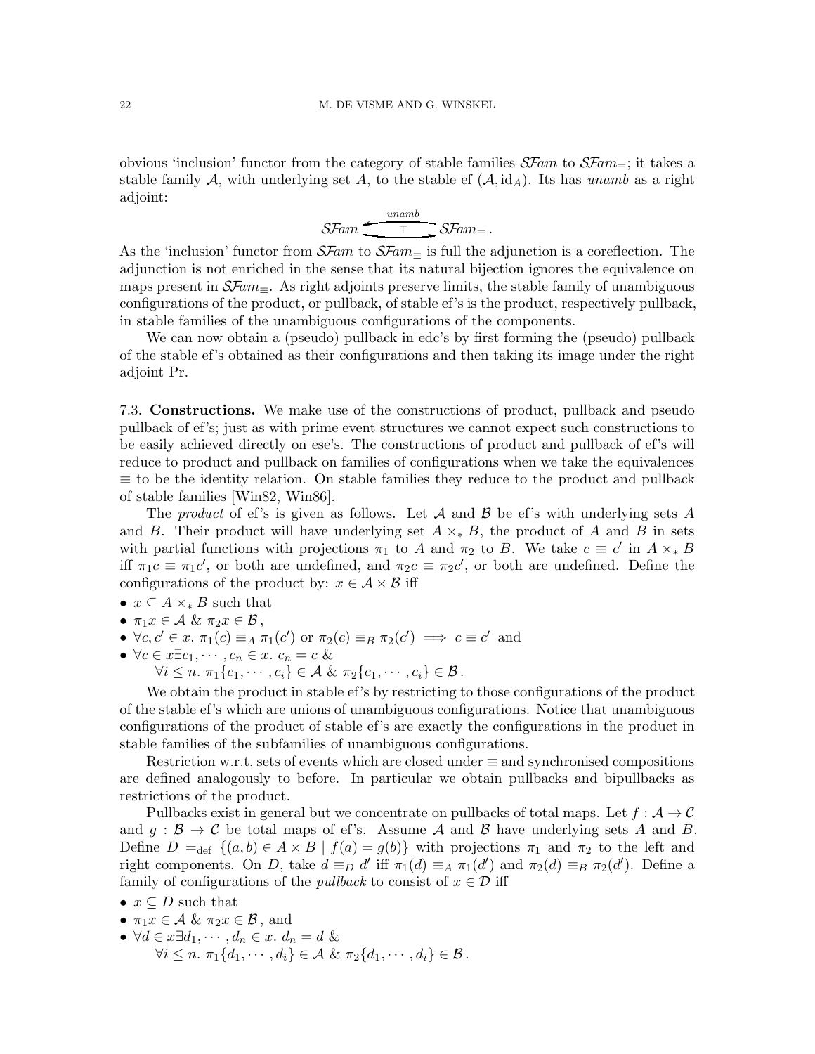obvious 'inclusion' functor from the category of stable families $\mathcal{SF}am$ to $\mathcal{SF}am_\equiv$; it takes a stable family $\mathcal{A}$, with underlying set $A$, to the stable ef $(\mathcal{A}, \mathrm{id}_A)$. Its has *unamb* as a right adjoint:

$$\mathcal{SF}am \underset{\top}{\overset{unamb}{\rightleftarrows}} \mathcal{SF}am_\equiv \,.$$

As the 'inclusion' functor from $\mathcal{SF}am$ to $\mathcal{SF}am_\equiv$ is full the adjunction is a coreflection. The adjunction is not enriched in the sense that its natural bijection ignores the equivalence on maps present in $\mathcal{SF}am_\equiv$. As right adjoints preserve limits, the stable family of unambiguous configurations of the product, or pullback, of stable ef's is the product, respectively pullback, in stable families of the unambiguous configurations of the components.

We can now obtain a (pseudo) pullback in edc's by first forming the (pseudo) pullback of the stable ef's obtained as their configurations and then taking its image under the right adjoint Pr.

7.3. **Constructions.** We make use of the constructions of product, pullback and pseudo pullback of ef's; just as with prime event structures we cannot expect such constructions to be easily achieved directly on ese's. The constructions of product and pullback of ef's will reduce to product and pullback on families of configurations when we take the equivalences $\equiv$ to be the identity relation. On stable families they reduce to the product and pullback of stable families [Win82, Win86].

The *product* of ef's is given as follows. Let $\mathcal{A}$ and $\mathcal{B}$ be ef's with underlying sets $A$ and $B$. Their product will have underlying set $A \times_* B$, the product of $A$ and $B$ in sets with partial functions with projections $\pi_1$ to $A$ and $\pi_2$ to $B$. We take $c \equiv c'$ in $A \times_* B$ iff $\pi_1 c \equiv \pi_1 c'$, or both are undefined, and $\pi_2 c \equiv \pi_2 c'$, or both are undefined. Define the configurations of the product by: $x \in \mathcal{A} \times \mathcal{B}$ iff

- $x \subseteq A \times_* B$ such that
- $\pi_1 x \in \mathcal{A}$ & $\pi_2 x \in \mathcal{B}$,
- $\forall c, c' \in x.\ \pi_1(c) \equiv_A \pi_1(c')$ or $\pi_2(c) \equiv_B \pi_2(c') \implies c \equiv c'$ and
- $\forall c \in x \exists c_1, \cdots, c_n \in x.\ c_n = c$ &
  $\forall i \leq n.\ \pi_1\{c_1, \cdots, c_i\} \in \mathcal{A}$ & $\pi_2\{c_1, \cdots, c_i\} \in \mathcal{B}$.

We obtain the product in stable ef's by restricting to those configurations of the product of the stable ef's which are unions of unambiguous configurations. Notice that unambiguous configurations of the product of stable ef's are exactly the configurations in the product in stable families of the subfamilies of unambiguous configurations.

Restriction w.r.t. sets of events which are closed under $\equiv$ and synchronised compositions are defined analogously to before. In particular we obtain pullbacks and bipullbacks as restrictions of the product.

Pullbacks exist in general but we concentrate on pullbacks of total maps. Let $f : \mathcal{A} \to \mathcal{C}$ and $g : \mathcal{B} \to \mathcal{C}$ be total maps of ef's. Assume $\mathcal{A}$ and $\mathcal{B}$ have underlying sets $A$ and $B$. Define $D =_{\mathrm{def}} \{(a, b) \in A \times B \mid f(a) = g(b)\}$ with projections $\pi_1$ and $\pi_2$ to the left and right components. On $D$, take $d \equiv_D d'$ iff $\pi_1(d) \equiv_A \pi_1(d')$ and $\pi_2(d) \equiv_B \pi_2(d')$. Define a family of configurations of the *pullback* to consist of $x \in \mathcal{D}$ iff

- $x \subseteq D$ such that
- $\pi_1 x \in \mathcal{A}$ & $\pi_2 x \in \mathcal{B}$, and
- $\forall d \in x \exists d_1, \cdots, d_n \in x.\ d_n = d$ &
  $\forall i \leq n.\ \pi_1\{d_1, \cdots, d_i\} \in \mathcal{A}$ & $\pi_2\{d_1, \cdots, d_i\} \in \mathcal{B}$.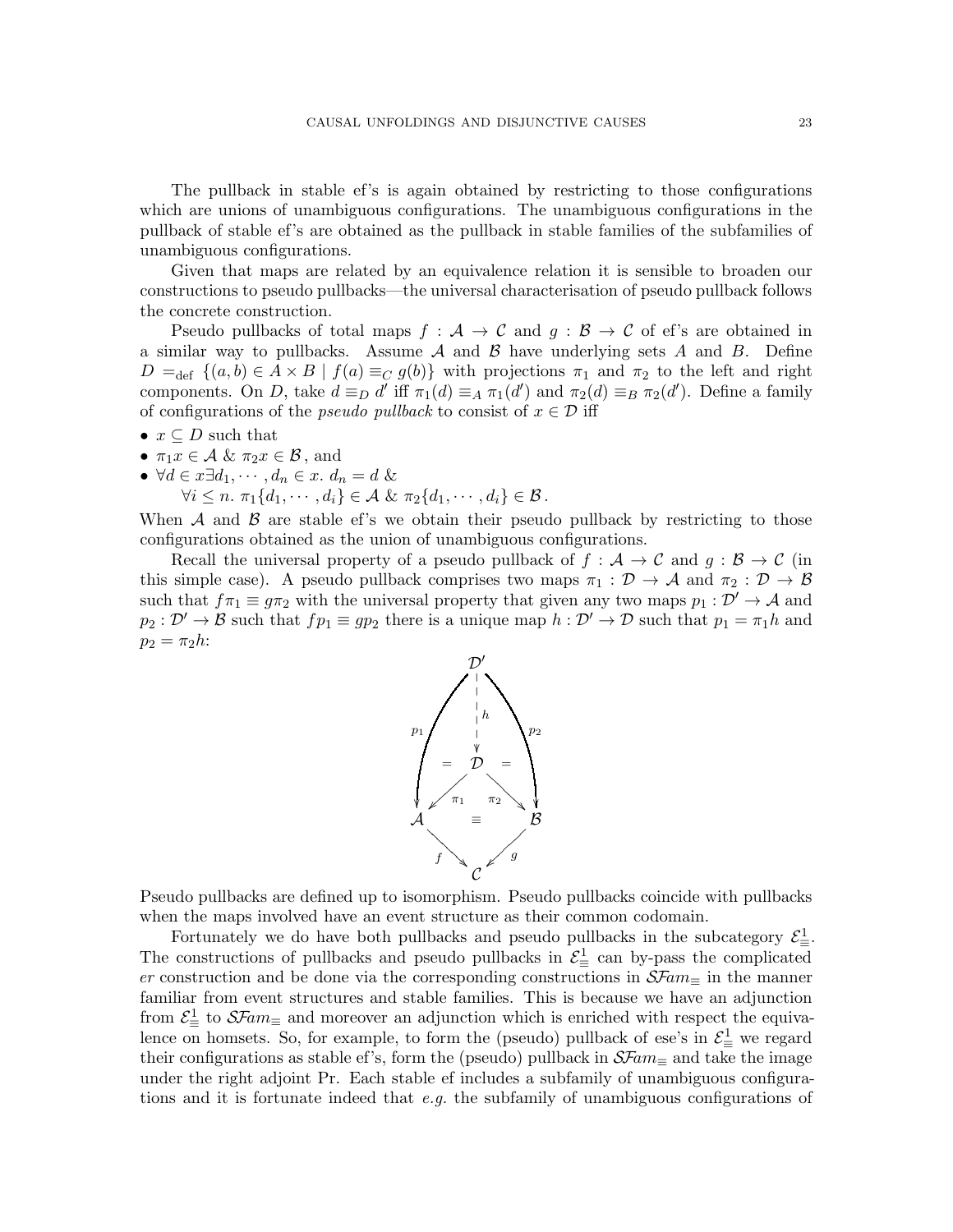The pullback in stable ef's is again obtained by restricting to those configurations which are unions of unambiguous configurations. The unambiguous configurations in the pullback of stable ef's are obtained as the pullback in stable families of the subfamilies of unambiguous configurations.

Given that maps are related by an equivalence relation it is sensible to broaden our constructions to pseudo pullbacks—the universal characterisation of pseudo pullback follows the concrete construction.

Pseudo pullbacks of total maps $f : \mathcal{A} \to \mathcal{C}$ and $g : \mathcal{B} \to \mathcal{C}$ of ef's are obtained in a similar way to pullbacks. Assume $\mathcal{A}$ and $\mathcal{B}$ have underlying sets $A$ and $B$. Define $D =_{\text{def}} \{(a, b) \in A \times B \mid f(a) \equiv_C g(b)\}$ with projections $\pi_1$ and $\pi_2$ to the left and right components. On $D$, take $d \equiv_D d'$ iff $\pi_1(d) \equiv_A \pi_1(d')$ and $\pi_2(d) \equiv_B \pi_2(d')$. Define a family of configurations of the *pseudo pullback* to consist of $x \in \mathcal{D}$ iff

- $x \subseteq D$ such that
- $\pi_1 x \in \mathcal{A}$ & $\pi_2 x \in \mathcal{B}$, and
- $\forall d \in x \exists d_1, \cdots, d_n \in x.\ d_n = d$ &
  $\forall i \leq n.\ \pi_1\{d_1, \cdots, d_i\} \in \mathcal{A}$ & $\pi_2\{d_1, \cdots, d_i\} \in \mathcal{B}$.

When $\mathcal{A}$ and $\mathcal{B}$ are stable ef's we obtain their pseudo pullback by restricting to those configurations obtained as the union of unambiguous configurations.

Recall the universal property of a pseudo pullback of $f : \mathcal{A} \to \mathcal{C}$ and $g : \mathcal{B} \to \mathcal{C}$ (in this simple case). A pseudo pullback comprises two maps $\pi_1 : \mathcal{D} \to \mathcal{A}$ and $\pi_2 : \mathcal{D} \to \mathcal{B}$ such that $f\pi_1 \equiv g\pi_2$ with the universal property that given any two maps $p_1 : \mathcal{D}' \to \mathcal{A}$ and $p_2 : \mathcal{D}' \to \mathcal{B}$ such that $fp_1 \equiv gp_2$ there is a unique map $h : \mathcal{D}' \to \mathcal{D}$ such that $p_1 = \pi_1 h$ and $p_2 = \pi_2 h$:

$$
\begin{array}{ccccc}
 & & \mathcal{D}' & & \\
 & p_1 \swarrow & \downarrow h & \searrow p_2 & \\
 & = & \mathcal{D} & = & \\
 & \pi_1 \swarrow & & \searrow \pi_2 & \\
\mathcal{A} & & \equiv & & \mathcal{B} \\
 & f \searrow & & \swarrow g & \\
 & & \mathcal{C} & &
\end{array}
$$

Pseudo pullbacks are defined up to isomorphism. Pseudo pullbacks coincide with pullbacks when the maps involved have an event structure as their common codomain.

Fortunately we do have both pullbacks and pseudo pullbacks in the subcategory $\mathcal{E}^1_\equiv$. The constructions of pullbacks and pseudo pullbacks in $\mathcal{E}^1_\equiv$ can by-pass the complicated *er* construction and be done via the corresponding constructions in $\mathcal{SF}am_\equiv$ in the manner familiar from event structures and stable families. This is because we have an adjunction from $\mathcal{E}^1_\equiv$ to $\mathcal{SF}am_\equiv$ and moreover an adjunction which is enriched with respect the equivalence on homsets. So, for example, to form the (pseudo) pullback of ese's in $\mathcal{E}^1_\equiv$ we regard their configurations as stable ef's, form the (pseudo) pullback in $\mathcal{SF}am_\equiv$ and take the image under the right adjoint Pr. Each stable ef includes a subfamily of unambiguous configurations and it is fortunate indeed that *e.g.* the subfamily of unambiguous configurations of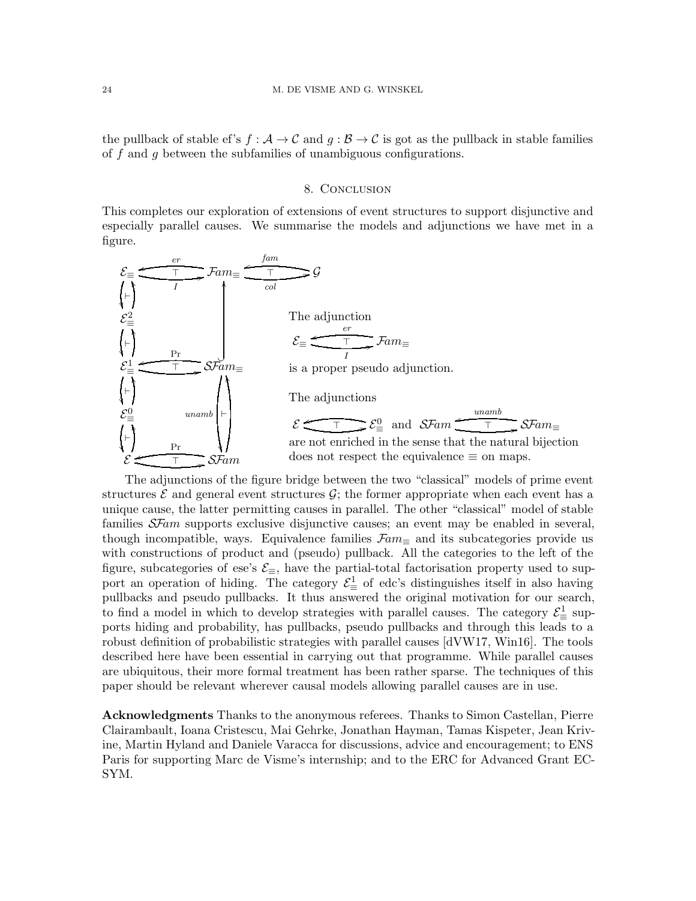the pullback of stable ef's $f : \mathcal{A} \to \mathcal{C}$ and $g : \mathcal{B} \to \mathcal{C}$ is got as the pullback in stable families of $f$ and $g$ between the subfamilies of unambiguous configurations.

## 8. Conclusion

This completes our exploration of extensions of event structures to support disjunctive and especially parallel causes. We summarise the models and adjunctions we have met in a figure.

$$
\begin{array}{ccccc}
\mathcal{E}_\equiv & \underset{I}{\overset{er}{\rightleftarrows}} & \mathcal{F}am_\equiv & \underset{col}{\overset{fam}{\rightleftarrows}} & \mathcal{G} \\
\updownarrow \dashv & & \uparrow & & \\
\mathcal{E}^2_\equiv & & & & \\
\updownarrow \dashv & & & & \\
\mathcal{E}^1_\equiv & \overset{\Pr}{\rightleftarrows} & \mathcal{SF}am_\equiv & & \\
\updownarrow \dashv & & unamb \updownarrow \dashv & & \\
\mathcal{E}^0_\equiv & & & & \\
\updownarrow \dashv & & & & \\
\mathcal{E} & \overset{\Pr}{\rightleftarrows} & \mathcal{SF}am & &
\end{array}
$$

The adjunction

$$\mathcal{E}_\equiv \underset{I}{\overset{er}{\rightleftarrows}} \mathcal{F}am_\equiv$$

is a proper pseudo adjunction.

The adjunctions

$$\mathcal{E} \rightleftarrows \mathcal{E}^0_\equiv \quad \text{and} \quad \mathcal{SF}am \overset{unamb}{\rightleftarrows} \mathcal{SF}am_\equiv$$

are not enriched in the sense that the natural bijection does not respect the equivalence $\equiv$ on maps.

The adjunctions of the figure bridge between the two "classical" models of prime event structures $\mathcal{E}$ and general event structures $\mathcal{G}$; the former appropriate when each event has a unique cause, the latter permitting causes in parallel. The other "classical" model of stable families $\mathcal{SF}am$ supports exclusive disjunctive causes; an event may be enabled in several, though incompatible, ways. Equivalence families $\mathcal{F}am_\equiv$ and its subcategories provide us with constructions of product and (pseudo) pullback. All the categories to the left of the figure, subcategories of ese's $\mathcal{E}_\equiv$, have the partial-total factorisation property used to support an operation of hiding. The category $\mathcal{E}^1_\equiv$ of edc's distinguishes itself in also having pullbacks and pseudo pullbacks. It thus answered the original motivation for our search, to find a model in which to develop strategies with parallel causes. The category $\mathcal{E}^1_\equiv$ supports hiding and probability, has pullbacks, pseudo pullbacks and through this leads to a robust definition of probabilistic strategies with parallel causes [dVW17, Win16]. The tools described here have been essential in carrying out that programme. While parallel causes are ubiquitous, their more formal treatment has been rather sparse. The techniques of this paper should be relevant wherever causal models allowing parallel causes are in use.

**Acknowledgments** Thanks to the anonymous referees. Thanks to Simon Castellan, Pierre Clairambault, Ioana Cristescu, Mai Gehrke, Jonathan Hayman, Tamas Kispeter, Jean Krivine, Martin Hyland and Daniele Varacca for discussions, advice and encouragement; to ENS Paris for supporting Marc de Visme's internship; and to the ERC for Advanced Grant ECSYM.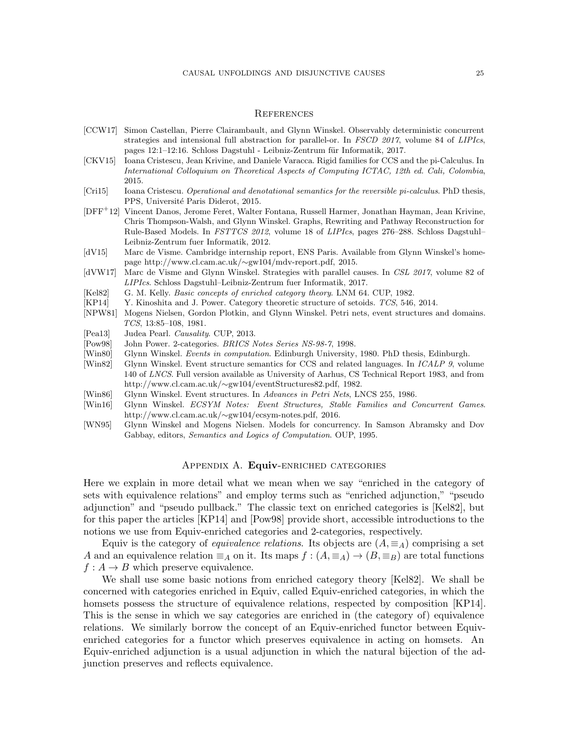## References

- [CCW17] Simon Castellan, Pierre Clairambault, and Glynn Winskel. Observably deterministic concurrent strategies and intensional full abstraction for parallel-or. In *FSCD 2017*, volume 84 of *LIPIcs*, pages 12:1–12:16. Schloss Dagstuhl - Leibniz-Zentrum für Informatik, 2017.
- [CKV15] Ioana Cristescu, Jean Krivine, and Daniele Varacca. Rigid families for CCS and the pi-Calculus. In *International Colloquium on Theoretical Aspects of Computing ICTAC, 12th ed. Cali, Colombia*, 2015.
- [Cri15] Ioana Cristescu. *Operational and denotational semantics for the reversible pi-calculus*. PhD thesis, PPS, Université Paris Diderot, 2015.
- [DFF+12] Vincent Danos, Jerome Feret, Walter Fontana, Russell Harmer, Jonathan Hayman, Jean Krivine, Chris Thompson-Walsh, and Glynn Winskel. Graphs, Rewriting and Pathway Reconstruction for Rule-Based Models. In *FSTTCS 2012*, volume 18 of *LIPIcs*, pages 276–288. Schloss Dagstuhl–Leibniz-Zentrum fuer Informatik, 2012.
- [dV15] Marc de Visme. Cambridge internship report, ENS Paris. Available from Glynn Winskel's homepage http://www.cl.cam.ac.uk/∼gw104/mdv-report.pdf, 2015.
- [dVW17] Marc de Visme and Glynn Winskel. Strategies with parallel causes. In *CSL 2017*, volume 82 of *LIPIcs*. Schloss Dagstuhl–Leibniz-Zentrum fuer Informatik, 2017.
- [Kel82] G. M. Kelly. *Basic concepts of enriched category theory*. LNM 64. CUP, 1982.
- [KP14] Y. Kinoshita and J. Power. Category theoretic structure of setoids. *TCS*, 546, 2014.
- [NPW81] Mogens Nielsen, Gordon Plotkin, and Glynn Winskel. Petri nets, event structures and domains. *TCS*, 13:85–108, 1981.
- [Pea13] Judea Pearl. *Causality*. CUP, 2013.
- [Pow98] John Power. 2-categories. *BRICS Notes Series NS-98-7*, 1998.
- [Win80] Glynn Winskel. *Events in computation*. Edinburgh University, 1980. PhD thesis, Edinburgh.
- [Win82] Glynn Winskel. Event structure semantics for CCS and related languages. In *ICALP 9*, volume 140 of *LNCS*. Full version available as University of Aarhus, CS Technical Report 1983, and from http://www.cl.cam.ac.uk/∼gw104/eventStructures82.pdf, 1982.
- [Win86] Glynn Winskel. Event structures. In *Advances in Petri Nets*, LNCS 255, 1986.
- [Win16] Glynn Winskel. *ECSYM Notes: Event Structures, Stable Families and Concurrent Games*. http://www.cl.cam.ac.uk/∼gw104/ecsym-notes.pdf, 2016.
- [WN95] Glynn Winskel and Mogens Nielsen. Models for concurrency. In Samson Abramsky and Dov Gabbay, editors, *Semantics and Logics of Computation*. OUP, 1995.

## Appendix A. **Equiv**-enriched categories

Here we explain in more detail what we mean when we say "enriched in the category of sets with equivalence relations" and employ terms such as "enriched adjunction," "pseudo adjunction" and "pseudo pullback." The classic text on enriched categories is [Kel82], but for this paper the articles [KP14] and [Pow98] provide short, accessible introductions to the notions we use from Equiv-enriched categories and 2-categories, respectively.

Equiv is the category of *equivalence relations*. Its objects are $(A, \equiv_A)$ comprising a set $A$ and an equivalence relation $\equiv_A$ on it. Its maps $f : (A, \equiv_A) \to (B, \equiv_B)$ are total functions $f : A \to B$ which preserve equivalence.

We shall use some basic notions from enriched category theory [Kel82]. We shall be concerned with categories enriched in Equiv, called Equiv-enriched categories, in which the homsets possess the structure of equivalence relations, respected by composition [KP14]. This is the sense in which we say categories are enriched in (the category of) equivalence relations. We similarly borrow the concept of an Equiv-enriched functor between Equiv-enriched categories for a functor which preserves equivalence in acting on homsets. An Equiv-enriched adjunction is a usual adjunction in which the natural bijection of the adjunction preserves and reflects equivalence.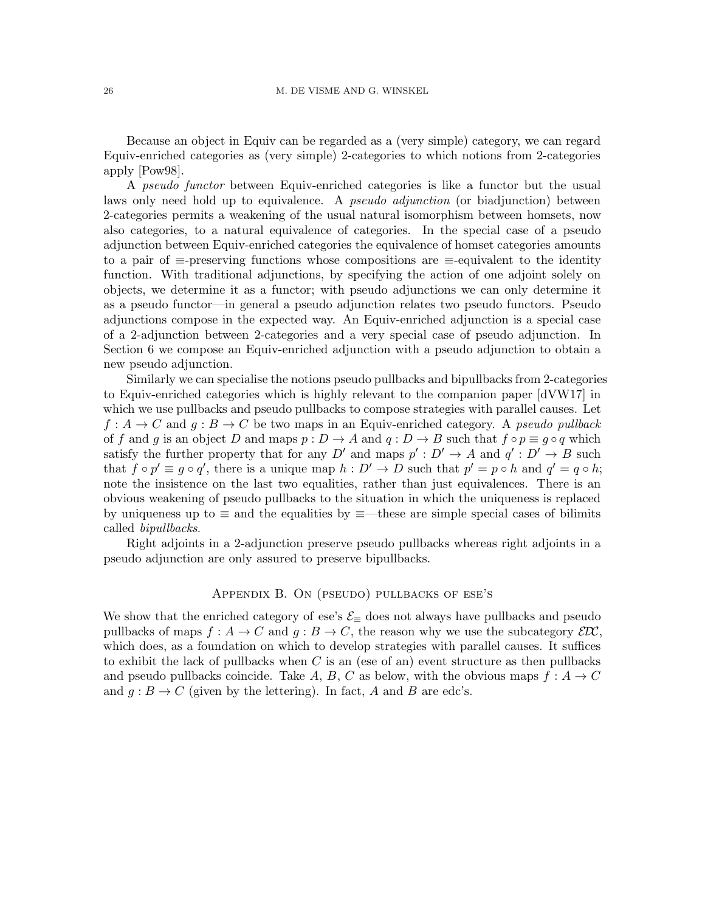Because an object in Equiv can be regarded as a (very simple) category, we can regard Equiv-enriched categories as (very simple) 2-categories to which notions from 2-categories apply [Pow98].

A *pseudo functor* between Equiv-enriched categories is like a functor but the usual laws only need hold up to equivalence. A *pseudo adjunction* (or biadjunction) between 2-categories permits a weakening of the usual natural isomorphism between homsets, now also categories, to a natural equivalence of categories. In the special case of a pseudo adjunction between Equiv-enriched categories the equivalence of homset categories amounts to a pair of $\equiv$-preserving functions whose compositions are $\equiv$-equivalent to the identity function. With traditional adjunctions, by specifying the action of one adjoint solely on objects, we determine it as a functor; with pseudo adjunctions we can only determine it as a pseudo functor—in general a pseudo adjunction relates two pseudo functors. Pseudo adjunctions compose in the expected way. An Equiv-enriched adjunction is a special case of a 2-adjunction between 2-categories and a very special case of pseudo adjunction. In Section 6 we compose an Equiv-enriched adjunction with a pseudo adjunction to obtain a new pseudo adjunction.

Similarly we can specialise the notions pseudo pullbacks and bipullbacks from 2-categories to Equiv-enriched categories which is highly relevant to the companion paper [dVW17] in which we use pullbacks and pseudo pullbacks to compose strategies with parallel causes. Let $f : A \to C$ and $g : B \to C$ be two maps in an Equiv-enriched category. A *pseudo pullback* of $f$ and $g$ is an object $D$ and maps $p : D \to A$ and $q : D \to B$ such that $f \circ p \equiv g \circ q$ which satisfy the further property that for any $D'$ and maps $p' : D' \to A$ and $q' : D' \to B$ such that $f \circ p' \equiv g \circ q'$, there is a unique map $h : D' \to D$ such that $p' = p \circ h$ and $q' = q \circ h$; note the insistence on the last two equalities, rather than just equivalences. There is an obvious weakening of pseudo pullbacks to the situation in which the uniqueness is replaced by uniqueness up to $\equiv$ and the equalities by $\equiv$—these are simple special cases of bilimits called *bipullbacks*.

Right adjoints in a 2-adjunction preserve pseudo pullbacks whereas right adjoints in a pseudo adjunction are only assured to preserve bipullbacks.

## Appendix B. On (pseudo) pullbacks of ese's

We show that the enriched category of ese's $\mathcal{E}_{\equiv}$ does not always have pullbacks and pseudo pullbacks of maps $f : A \to C$ and $g : B \to C$, the reason why we use the subcategory $\mathcal{EDC}$, which does, as a foundation on which to develop strategies with parallel causes. It suffices to exhibit the lack of pullbacks when $C$ is an (ese of an) event structure as then pullbacks and pseudo pullbacks coincide. Take $A$, $B$, $C$ as below, with the obvious maps $f : A \to C$ and $g : B \to C$ (given by the lettering). In fact, $A$ and $B$ are edc's.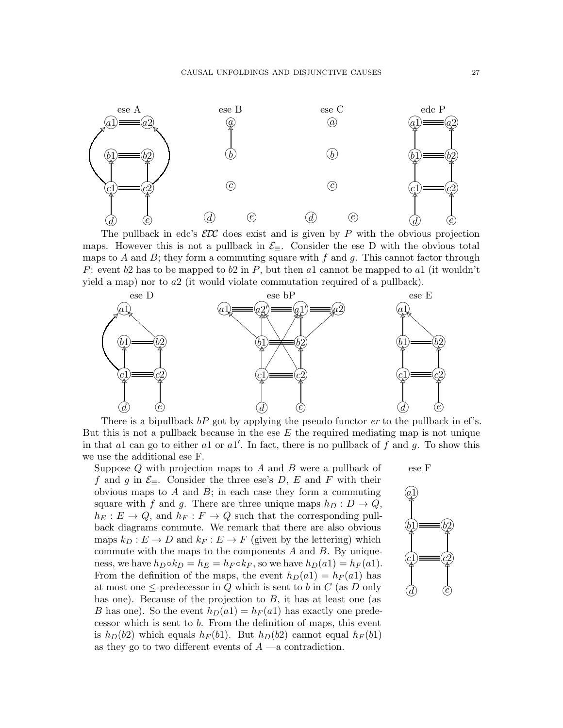ese A ese B ese C edc P

The pullback in edc's $\mathcal{EDC}$ does exist and is given by $P$ with the obvious projection maps. However this is not a pullback in $\mathcal{E}_{\equiv}$. Consider the ese D with the obvious total maps to $A$ and $B$; they form a commuting square with $f$ and $g$. This cannot factor through $P$: event $b2$ has to be mapped to $b2$ in $P$, but then $a1$ cannot be mapped to $a1$ (it wouldn't yield a map) nor to $a2$ (it would violate commutation required of a pullback).

ese D ese bP ese E

There is a bipullback $bP$ got by applying the pseudo functor $er$ to the pullback in ef's. But this is not a pullback because in the ese $E$ the required mediating map is not unique in that $a1$ can go to either $a1$ or $a1'$. In fact, there is no pullback of $f$ and $g$. To show this we use the additional ese F.

ese F

Suppose $Q$ with projection maps to $A$ and $B$ were a pullback of $f$ and $g$ in $\mathcal{E}_{\equiv}$. Consider the three ese's $D$, $E$ and $F$ with their obvious maps to $A$ and $B$; in each case they form a commuting square with $f$ and $g$. There are three unique maps $h_D : D \to Q$, $h_E : E \to Q$, and $h_F : F \to Q$ such that the corresponding pullback diagrams commute. We remark that there are also obvious maps $k_D : E \to D$ and $k_F : E \to F$ (given by the lettering) which commute with the maps to the components $A$ and $B$. By uniqueness, we have $h_D \circ k_D = h_E = h_F \circ k_F$, so we have $h_D(a1) = h_F(a1)$. From the definition of the maps, the event $h_D(a1) = h_F(a1)$ has at most one $\leq$-predecessor in $Q$ which is sent to $b$ in $C$ (as $D$ only has one). Because of the projection to $B$, it has at least one (as $B$ has one). So the event $h_D(a1) = h_F(a1)$ has exactly one predecessor which is sent to $b$. From the definition of maps, this event is $h_D(b2)$ which equals $h_F(b1)$. But $h_D(b2)$ cannot equal $h_F(b1)$ as they go to two different events of $A$ —a contradiction.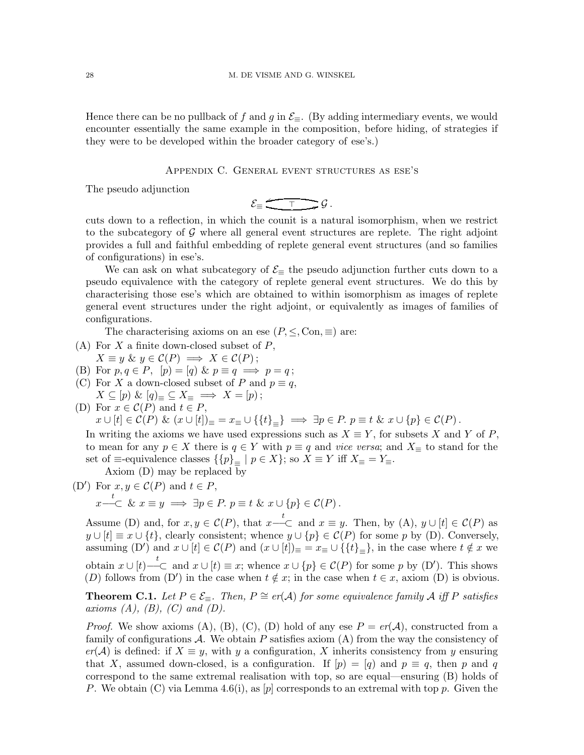Hence there can be no pullback of $f$ and $g$ in $\mathcal{E}_\equiv$. (By adding intermediary events, we would encounter essentially the same example in the composition, before hiding, of strategies if they were to be developed within the broader category of ese's.)

## Appendix C. General event structures as ese's

The pseudo adjunction

$$\mathcal{E}_\equiv \underset{\longrightarrow}{\overset{\longleftarrow}{\top}} \mathcal{G}\,.$$

cuts down to a reflection, in which the counit is a natural isomorphism, when we restrict to the subcategory of $\mathcal{G}$ where all general event structures are replete. The right adjoint provides a full and faithful embedding of replete general event structures (and so families of configurations) in ese's.

We can ask on what subcategory of $\mathcal{E}_\equiv$ the pseudo adjunction further cuts down to a pseudo equivalence with the category of replete general event structures. We do this by characterising those ese's which are obtained to within isomorphism as images of replete general event structures under the right adjoint, or equivalently as images of families of configurations.

The characterising axioms on an ese $(P, \leq, \mathrm{Con}, \equiv)$ are:

(A) For $X$ a finite down-closed subset of $P$,
$X \equiv y \;\&\; y \in \mathcal{C}(P) \implies X \in \mathcal{C}(P)\,;$

(B) For $p, q \in P$, $[p) = [q) \;\&\; p \equiv q \implies p = q\,;$

(C) For $X$ a down-closed subset of $P$ and $p \equiv q$,
$X \subseteq [p) \;\&\; [q)_\equiv \subseteq X_\equiv \implies X = [p)\,;$

(D) For $x \in \mathcal{C}(P)$ and $t \in P$,
$x \cup [t] \in \mathcal{C}(P) \;\&\; (x \cup [t])_\equiv = x_\equiv \cup \{\{t\}_\equiv\} \implies \exists p \in P.\; p \equiv t \;\&\; x \cup \{p\} \in \mathcal{C}(P)\,.$

In writing the axioms we have used expressions such as $X \equiv Y$, for subsets $X$ and $Y$ of $P$, to mean for any $p \in X$ there is $q \in Y$ with $p \equiv q$ and *vice versa*; and $X_\equiv$ to stand for the set of $\equiv$-equivalence classes $\{\{p\}_\equiv \mid p \in X\}$; so $X \equiv Y$ iff $X_\equiv = Y_\equiv$.

Axiom (D) may be replaced by

(D′) For $x, y \in \mathcal{C}(P)$ and $t \in P$,
$x \overset{t}{\longrightarrow\!\!\!\subset} \;\&\; x \equiv y \implies \exists p \in P.\; p \equiv t \;\&\; x \cup \{p\} \in \mathcal{C}(P)\,.$

Assume (D) and, for $x, y \in \mathcal{C}(P)$, that $x \overset{t}{\longrightarrow\!\!\!\subset}$ and $x \equiv y$. Then, by (A), $y \cup [t] \in \mathcal{C}(P)$ as $y \cup [t] \equiv x \cup \{t\}$, clearly consistent; whence $y \cup \{p\} \in \mathcal{C}(P)$ for some $p$ by (D). Conversely, assuming (D′) and $x \cup [t] \in \mathcal{C}(P)$ and $(x \cup [t])_\equiv = x_\equiv \cup \{\{t\}_\equiv\}$, in the case where $t \notin x$ we obtain $x \cup [t) \overset{t}{\longrightarrow\!\!\!\subset}$ and $x \cup [t) \equiv x$; whence $x \cup \{p\} \in \mathcal{C}(P)$ for some $p$ by (D′). This shows $(D)$ follows from (D′) in the case when $t \notin x$; in the case when $t \in x$, axiom (D) is obvious.

**Theorem C.1.** *Let $P \in \mathcal{E}_\equiv$. Then, $P \cong er(\mathcal{A})$ for some equivalence family $\mathcal{A}$ iff $P$ satisfies axioms (A), (B), (C) and (D).*

*Proof.* We show axioms (A), (B), (C), (D) hold of any ese $P = er(\mathcal{A})$, constructed from a family of configurations $\mathcal{A}$. We obtain $P$ satisfies axiom (A) from the way the consistency of $er(\mathcal{A})$ is defined: if $X \equiv y$, with $y$ a configuration, $X$ inherits consistency from $y$ ensuring that $X$, assumed down-closed, is a configuration. If $[p) = [q)$ and $p \equiv q$, then $p$ and $q$ correspond to the same extremal realisation with top, so are equal—ensuring (B) holds of $P$. We obtain (C) via Lemma 4.6(i), as $[p]$ corresponds to an extremal with top $p$. Given the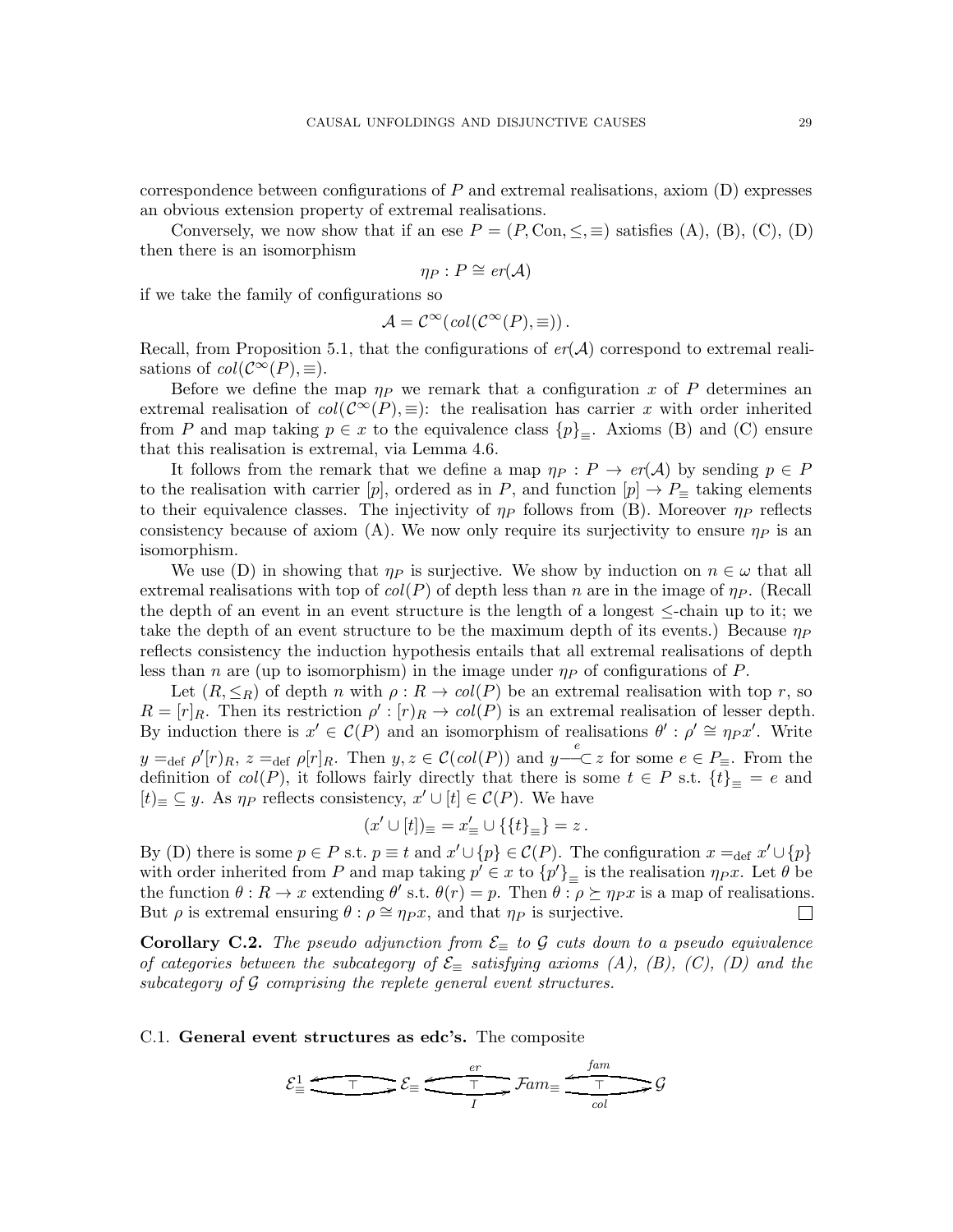correspondence between configurations of $P$ and extremal realisations, axiom (D) expresses an obvious extension property of extremal realisations.

Conversely, we now show that if an ese $P = (P, \mathrm{Con}, \leq, \equiv)$ satisfies (A), (B), (C), (D) then there is an isomorphism

$$\eta_P : P \cong er(\mathcal{A})$$

if we take the family of configurations so

$$\mathcal{A} = \mathcal{C}^\infty(col(\mathcal{C}^\infty(P), \equiv))\,.$$

Recall, from Proposition 5.1, that the configurations of $er(\mathcal{A})$ correspond to extremal realisations of $col(\mathcal{C}^\infty(P), \equiv)$.

Before we define the map $\eta_P$ we remark that a configuration $x$ of $P$ determines an extremal realisation of $col(\mathcal{C}^\infty(P), \equiv)$: the realisation has carrier $x$ with order inherited from $P$ and map taking $p \in x$ to the equivalence class $\{p\}_\equiv$. Axioms (B) and (C) ensure that this realisation is extremal, via Lemma 4.6.

It follows from the remark that we define a map $\eta_P : P \to er(\mathcal{A})$ by sending $p \in P$ to the realisation with carrier $[p]$, ordered as in $P$, and function $[p] \to P_\equiv$ taking elements to their equivalence classes. The injectivity of $\eta_P$ follows from (B). Moreover $\eta_P$ reflects consistency because of axiom (A). We now only require its surjectivity to ensure $\eta_P$ is an isomorphism.

We use (D) in showing that $\eta_P$ is surjective. We show by induction on $n \in \omega$ that all extremal realisations with top of $col(P)$ of depth less than $n$ are in the image of $\eta_P$. (Recall the depth of an event in an event structure is the length of a longest $\leq$-chain up to it; we take the depth of an event structure to be the maximum depth of its events.) Because $\eta_P$ reflects consistency the induction hypothesis entails that all extremal realisations of depth less than $n$ are (up to isomorphism) in the image under $\eta_P$ of configurations of $P$.

Let $(R, \leq_R)$ of depth $n$ with $\rho : R \to col(P)$ be an extremal realisation with top $r$, so $R = [r]_R$. Then its restriction $\rho' : [r)_R \to col(P)$ is an extremal realisation of lesser depth. By induction there is $x' \in \mathcal{C}(P)$ and an isomorphism of realisations $\theta' : \rho' \cong \eta_P x'$. Write $y =_{\mathrm{def}} \rho'[r)_R$, $z =_{\mathrm{def}} \rho[r]_R$. Then $y, z \in \mathcal{C}(col(P))$ and $y \overset{e}{\longrightarrow\!\!\subset} z$ for some $e \in P_\equiv$. From the definition of $col(P)$, it follows fairly directly that there is some $t \in P$ s.t. $\{t\}_\equiv = e$ and $[t)_\equiv \subseteq y$. As $\eta_P$ reflects consistency, $x' \cup [t] \in \mathcal{C}(P)$. We have

$$(x' \cup [t])_\equiv = x'_\equiv \cup \{\{t\}_\equiv\} = z\,.$$

By (D) there is some $p \in P$ s.t. $p \equiv t$ and $x' \cup \{p\} \in \mathcal{C}(P)$. The configuration $x =_{\mathrm{def}} x' \cup \{p\}$ with order inherited from $P$ and map taking $p' \in x$ to $\{p'\}_\equiv$ is the realisation $\eta_P x$. Let $\theta$ be the function $\theta : R \to x$ extending $\theta'$ s.t. $\theta(r) = p$. Then $\theta : \rho \succeq \eta_P x$ is a map of realisations. But $\rho$ is extremal ensuring $\theta : \rho \cong \eta_P x$, and that $\eta_P$ is surjective. □

**Corollary C.2.** *The pseudo adjunction from $\mathcal{E}_\equiv$ to $\mathcal{G}$ cuts down to a pseudo equivalence of categories between the subcategory of $\mathcal{E}_\equiv$ satisfying axioms (A), (B), (C), (D) and the subcategory of $\mathcal{G}$ comprising the replete general event structures.*

C.1. **General event structures as edc's.** The composite

$$\mathcal{E}^1_\equiv \underset{}{\overset{}{\rightleftarrows}}_{\top} \mathcal{E}_\equiv \underset{I}{\overset{er}{\rightleftarrows}}_{\top} \mathcal{F}am_\equiv \underset{col}{\overset{fam}{\rightleftarrows}}_{\top} \mathcal{G}$$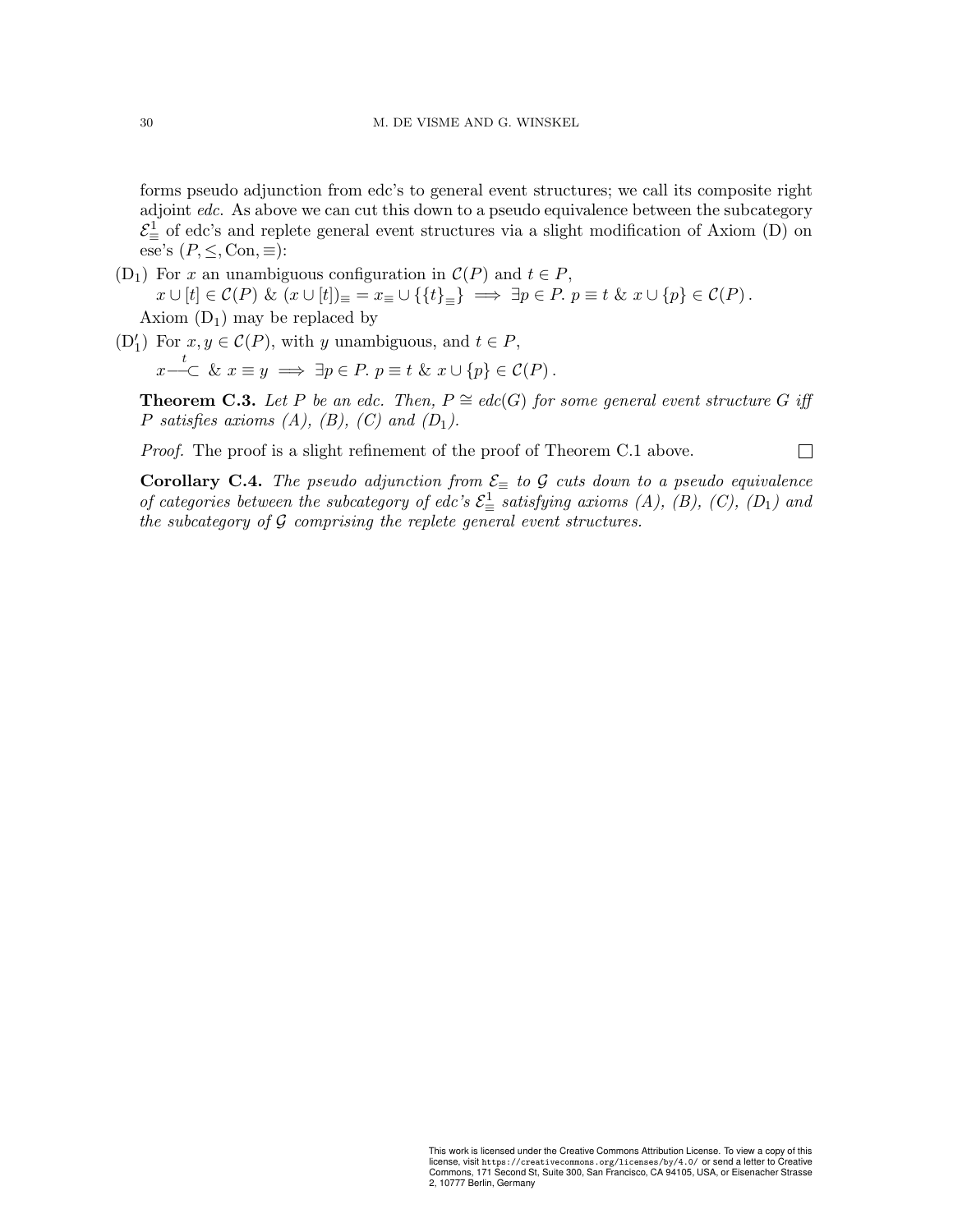forms pseudo adjunction from edc's to general event structures; we call its composite right adjoint *edc*. As above we can cut this down to a pseudo equivalence between the subcategory $\mathcal{E}^1_\equiv$ of edc's and replete general event structures via a slight modification of Axiom (D) on ese's $(P, \leq, \mathrm{Con}, \equiv)$:

($\mathrm{D}_1$) For $x$ an unambiguous configuration in $\mathcal{C}(P)$ and $t \in P$,
$x \cup [t] \in \mathcal{C}(P)$ & $(x \cup [t])_\equiv = x_\equiv \cup \{\{t\}_\equiv\} \implies \exists p \in P.\ p \equiv t$ & $x \cup \{p\} \in \mathcal{C}(P)$.

Axiom ($\mathrm{D}_1$) may be replaced by

($\mathrm{D}'_1$) For $x, y \in \mathcal{C}(P)$, with $y$ unambiguous, and $t \in P$,
$x \overset{t}{\longrightarrow\!\!\subset}$ & $x \equiv y \implies \exists p \in P.\ p \equiv t$ & $x \cup \{p\} \in \mathcal{C}(P)$.

**Theorem C.3.** *Let $P$ be an edc. Then, $P \cong edc(G)$ for some general event structure $G$ iff $P$ satisfies axioms (A), (B), (C) and ($D_1$).*

*Proof.* The proof is a slight refinement of the proof of Theorem C.1 above. □

**Corollary C.4.** *The pseudo adjunction from $\mathcal{E}_\equiv$ to $\mathcal{G}$ cuts down to a pseudo equivalence of categories between the subcategory of edc's $\mathcal{E}^1_\equiv$ satisfying axioms (A), (B), (C), ($D_1$) and the subcategory of $\mathcal{G}$ comprising the replete general event structures.*

This work is licensed under the Creative Commons Attribution License. To view a copy of this license, visit https://creativecommons.org/licenses/by/4.0/ or send a letter to Creative Commons, 171 Second St, Suite 300, San Francisco, CA 94105, USA, or Eisenacher Strasse 2, 10777 Berlin, Germany